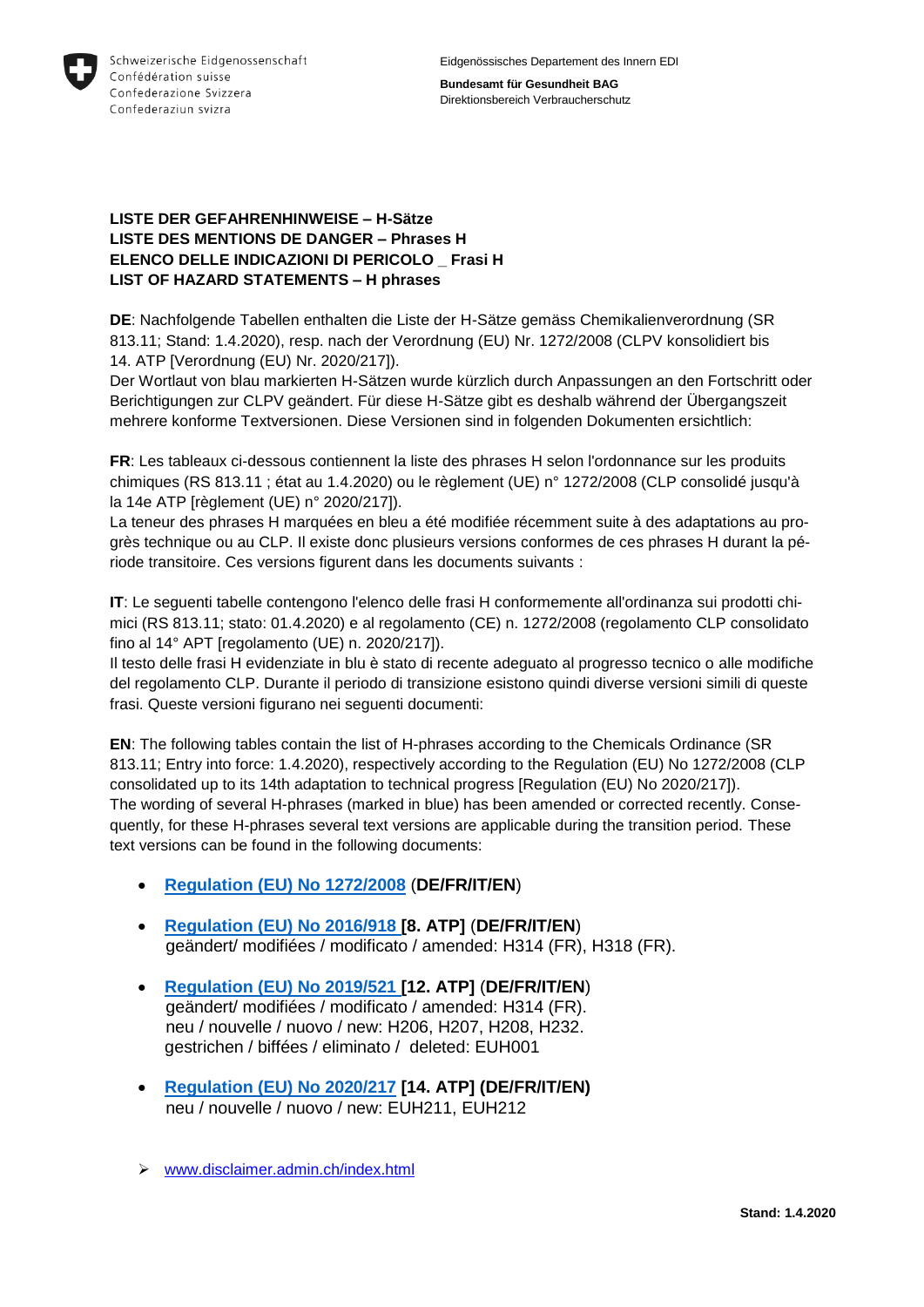Schweizerische Eidgenossenschaft
Confédération suisse
Confederazione Svizzera
Confederaziun svizra

Eidgenössisches Departement des Innern EDI

**Bundesamt für Gesundheit BAG**
Direktionsbereich Verbraucherschutz

# LISTE DER GEFAHRENHINWEISE – H-Sätze
# LISTE DES MENTIONS DE DANGER – Phrases H
# ELENCO DELLE INDICAZIONI DI PERICOLO _ Frasi H
# LIST OF HAZARD STATEMENTS – H phrases

**DE**: Nachfolgende Tabellen enthalten die Liste der H-Sätze gemäss Chemikalienverordnung (SR 813.11; Stand: 1.4.2020), resp. nach der Verordnung (EU) Nr. 1272/2008 (CLPV konsolidiert bis 14. ATP [Verordnung (EU) Nr. 2020/217]).
Der Wortlaut von blau markierten H-Sätzen wurde kürzlich durch Anpassungen an den Fortschritt oder Berichtigungen zur CLPV geändert. Für diese H-Sätze gibt es deshalb während der Übergangszeit mehrere konforme Textversionen. Diese Versionen sind in folgenden Dokumenten ersichtlich:

**FR**: Les tableaux ci-dessous contiennent la liste des phrases H selon l'ordonnance sur les produits chimiques (RS 813.11 ; état au 1.4.2020) ou le règlement (UE) n° 1272/2008 (CLP consolidé jusqu'à la 14e ATP [règlement (UE) n° 2020/217]).
La teneur des phrases H marquées en bleu a été modifiée récemment suite à des adaptations au progrès technique ou au CLP. Il existe donc plusieurs versions conformes de ces phrases H durant la période transitoire. Ces versions figurent dans les documents suivants :

**IT**: Le seguenti tabelle contengono l'elenco delle frasi H conformemente all'ordinanza sui prodotti chimici (RS 813.11; stato: 01.4.2020) e al regolamento (CE) n. 1272/2008 (regolamento CLP consolidato fino al 14° APT [regolamento (UE) n. 2020/217]).
Il testo delle frasi H evidenziate in blu è stato di recente adeguato al progresso tecnico o alle modifiche del regolamento CLP. Durante il periodo di transizione esistono quindi diverse versioni simili di queste frasi. Queste versioni figurano nei seguenti documenti:

**EN**: The following tables contain the list of H-phrases according to the Chemicals Ordinance (SR 813.11; Entry into force: 1.4.2020), respectively according to the Regulation (EU) No 1272/2008 (CLP consolidated up to its 14th adaptation to technical progress [Regulation (EU) No 2020/217]).
The wording of several H-phrases (marked in blue) has been amended or corrected recently. Consequently, for these H-phrases several text versions are applicable during the transition period. These text versions can be found in the following documents:

- **Regulation (EU) No 1272/2008** (**DE/FR/IT/EN**)
- **Regulation (EU) No 2016/918 [8. ATP]** (**DE/FR/IT/EN**)
  geändert/ modifiées / modificato / amended: H314 (FR), H318 (FR).
- **Regulation (EU) No 2019/521 [12. ATP]** (**DE/FR/IT/EN**)
  geändert/ modifiées / modificato / amended: H314 (FR).
  neu / nouvelle / nuovo / new: H206, H207, H208, H232.
  gestrichen / biffées / eliminato / deleted: EUH001
- **Regulation (EU) No 2020/217 [14. ATP] (DE/FR/IT/EN)**
  neu / nouvelle / nuovo / new: EUH211, EUH212

➢ www.disclaimer.admin.ch/index.html

**Stand: 1.4.2020**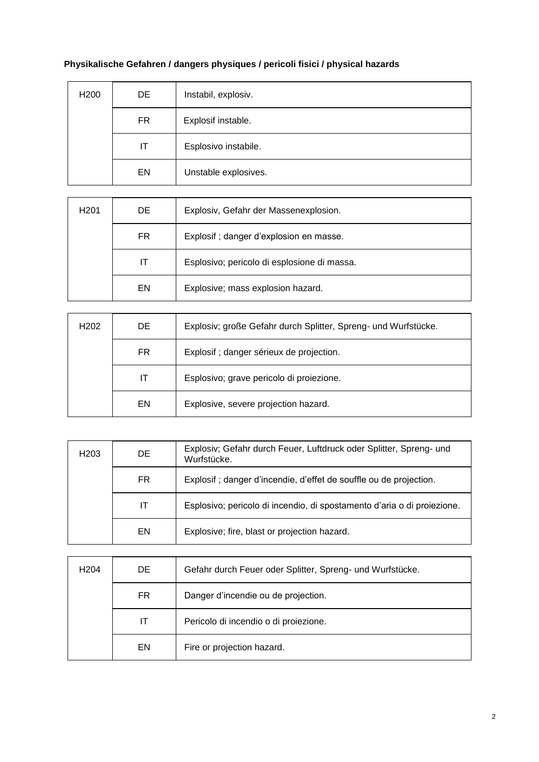**Physikalische Gefahren / dangers physiques / pericoli fisici / physical hazards**

| H200 | DE | Instabil, explosiv. |
|---|---|---|
| | FR | Explosif instable. |
| | IT | Esplosivo instabile. |
| | EN | Unstable explosives. |

| H201 | DE | Explosiv, Gefahr der Massenexplosion. |
|---|---|---|
| | FR | Explosif ; danger d'explosion en masse. |
| | IT | Esplosivo; pericolo di esplosione di massa. |
| | EN | Explosive; mass explosion hazard. |

| H202 | DE | Explosiv; große Gefahr durch Splitter, Spreng- und Wurfstücke. |
|---|---|---|
| | FR | Explosif ; danger sérieux de projection. |
| | IT | Esplosivo; grave pericolo di proiezione. |
| | EN | Explosive, severe projection hazard. |

| H203 | DE | Explosiv; Gefahr durch Feuer, Luftdruck oder Splitter, Spreng- und Wurfstücke. |
|---|---|---|
| | FR | Explosif ; danger d'incendie, d'effet de souffle ou de projection. |
| | IT | Esplosivo; pericolo di incendio, di spostamento d'aria o di proiezione. |
| | EN | Explosive; fire, blast or projection hazard. |

| H204 | DE | Gefahr durch Feuer oder Splitter, Spreng- und Wurfstücke. |
|---|---|---|
| | FR | Danger d'incendie ou de projection. |
| | IT | Pericolo di incendio o di proiezione. |
| | EN | Fire or projection hazard. |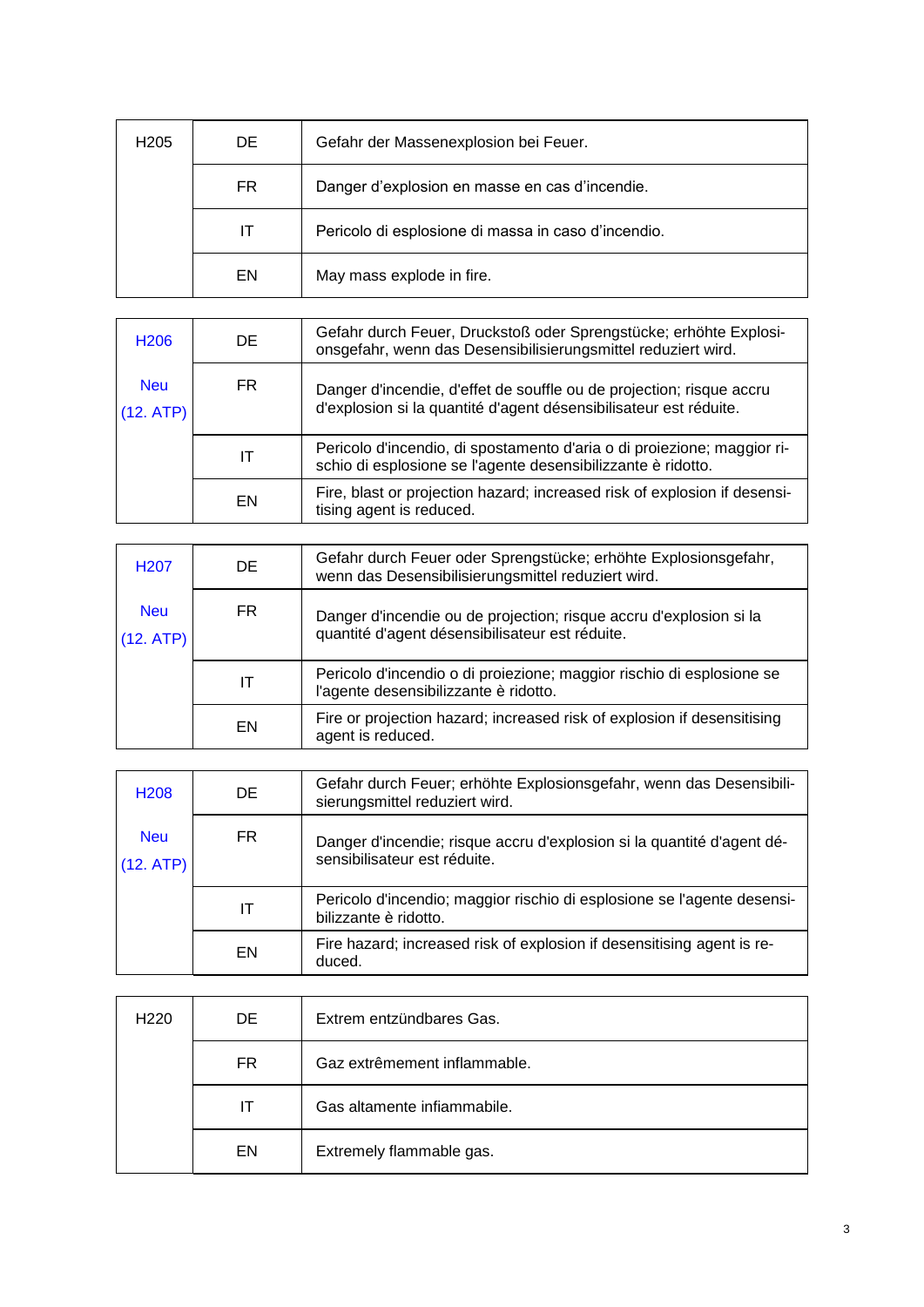| H205 | DE | Gefahr der Massenexplosion bei Feuer. |
|---|---|---|
| | FR | Danger d'explosion en masse en cas d'incendie. |
| | IT | Pericolo di esplosione di massa in caso d'incendio. |
| | EN | May mass explode in fire. |

| H206<br><br>Neu<br>(12. ATP) | DE | Gefahr durch Feuer, Druckstoß oder Sprengstücke; erhöhte Explosionsgefahr, wenn das Desensibilisierungsmittel reduziert wird. |
|---|---|---|
| | FR | Danger d'incendie, d'effet de souffle ou de projection; risque accru d'explosion si la quantité d'agent désensibilisateur est réduite. |
| | IT | Pericolo d'incendio, di spostamento d'aria o di proiezione; maggior rischio di esplosione se l'agente desensibilizzante è ridotto. |
| | EN | Fire, blast or projection hazard; increased risk of explosion if desensitising agent is reduced. |

| H207<br><br>Neu<br>(12. ATP) | DE | Gefahr durch Feuer oder Sprengstücke; erhöhte Explosionsgefahr, wenn das Desensibilisierungsmittel reduziert wird. |
|---|---|---|
| | FR | Danger d'incendie ou de projection; risque accru d'explosion si la quantité d'agent désensibilisateur est réduite. |
| | IT | Pericolo d'incendio o di proiezione; maggior rischio di esplosione se l'agente desensibilizzante è ridotto. |
| | EN | Fire or projection hazard; increased risk of explosion if desensitising agent is reduced. |

| H208<br><br>Neu<br>(12. ATP) | DE | Gefahr durch Feuer; erhöhte Explosionsgefahr, wenn das Desensibilisierungsmittel reduziert wird. |
|---|---|---|
| | FR | Danger d'incendie; risque accru d'explosion si la quantité d'agent désensibilisateur est réduite. |
| | IT | Pericolo d'incendio; maggior rischio di esplosione se l'agente desensibilizzante è ridotto. |
| | EN | Fire hazard; increased risk of explosion if desensitising agent is reduced. |

| H220 | DE | Extrem entzündbares Gas. |
|---|---|---|
| | FR | Gaz extrêmement inflammable. |
| | IT | Gas altamente infiammabile. |
| | EN | Extremely flammable gas. |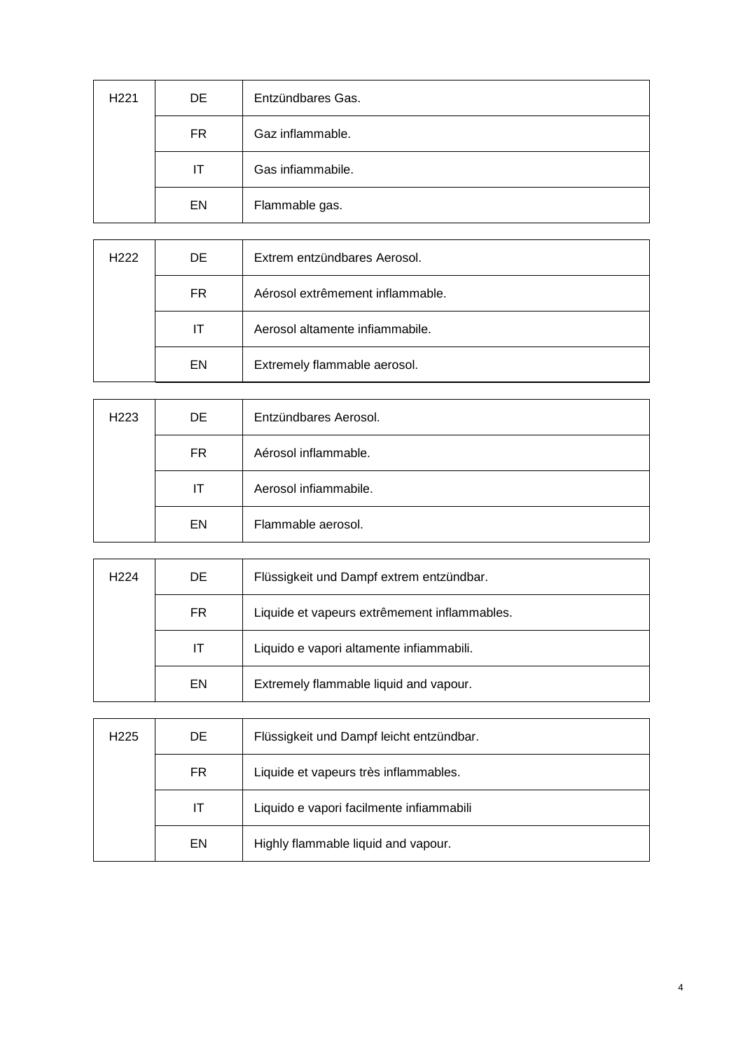| H221 | DE | Entzündbares Gas. |
|---|---|---|
| | FR | Gaz inflammable. |
| | IT | Gas infiammabile. |
| | EN | Flammable gas. |

| H222 | DE | Extrem entzündbares Aerosol. |
|---|---|---|
| | FR | Aérosol extrêmement inflammable. |
| | IT | Aerosol altamente infiammabile. |
| | EN | Extremely flammable aerosol. |

| H223 | DE | Entzündbares Aerosol. |
|---|---|---|
| | FR | Aérosol inflammable. |
| | IT | Aerosol infiammabile. |
| | EN | Flammable aerosol. |

| H224 | DE | Flüssigkeit und Dampf extrem entzündbar. |
|---|---|---|
| | FR | Liquide et vapeurs extrêmement inflammables. |
| | IT | Liquido e vapori altamente infiammabili. |
| | EN | Extremely flammable liquid and vapour. |

| H225 | DE | Flüssigkeit und Dampf leicht entzündbar. |
|---|---|---|
| | FR | Liquide et vapeurs très inflammables. |
| | IT | Liquido e vapori facilmente infiammabili |
| | EN | Highly flammable liquid and vapour. |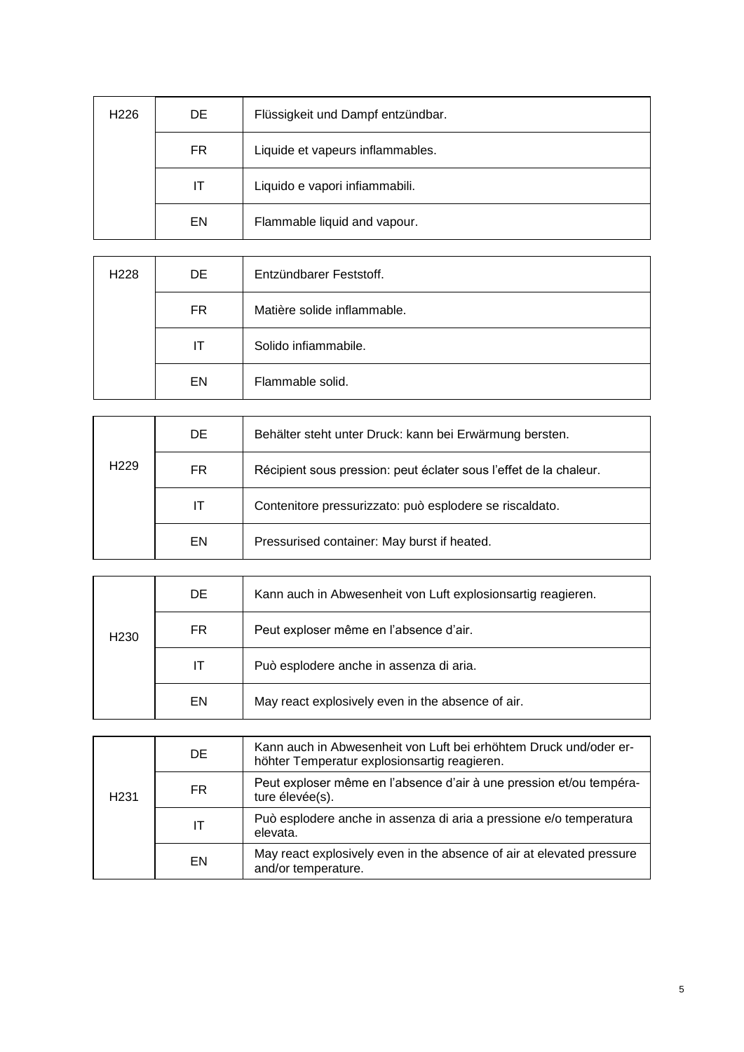| H226 | DE | Flüssigkeit und Dampf entzündbar. |
|---|---|---|
| | FR | Liquide et vapeurs inflammables. |
| | IT | Liquido e vapori infiammabili. |
| | EN | Flammable liquid and vapour. |

| H228 | DE | Entzündbarer Feststoff. |
|---|---|---|
| | FR | Matière solide inflammable. |
| | IT | Solido infiammabile. |
| | EN | Flammable solid. |

| H229 | DE | Behälter steht unter Druck: kann bei Erwärmung bersten. |
|---|---|---|
| | FR | Récipient sous pression: peut éclater sous l'effet de la chaleur. |
| | IT | Contenitore pressurizzato: può esplodere se riscaldato. |
| | EN | Pressurised container: May burst if heated. |

| H230 | DE | Kann auch in Abwesenheit von Luft explosionsartig reagieren. |
|---|---|---|
| | FR | Peut exploser même en l'absence d'air. |
| | IT | Può esplodere anche in assenza di aria. |
| | EN | May react explosively even in the absence of air. |

| H231 | DE | Kann auch in Abwesenheit von Luft bei erhöhtem Druck und/oder erhöhter Temperatur explosionsartig reagieren. |
|---|---|---|
| | FR | Peut exploser même en l'absence d'air à une pression et/ou température élevée(s). |
| | IT | Può esplodere anche in assenza di aria a pressione e/o temperatura elevata. |
| | EN | May react explosively even in the absence of air at elevated pressure and/or temperature. |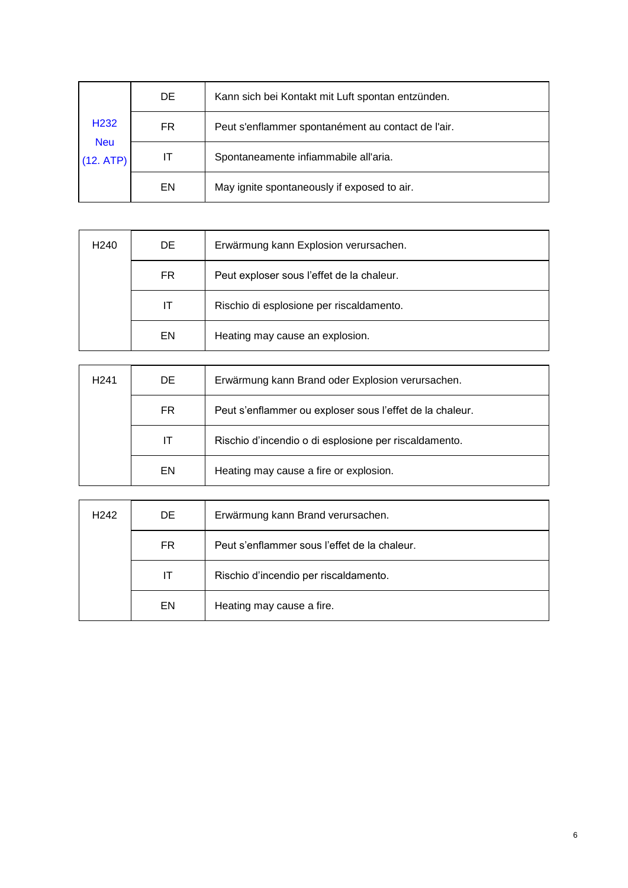| H232 Neu (12. ATP) | DE | Kann sich bei Kontakt mit Luft spontan entzünden. |
|---|---|---|
| | FR | Peut s'enflammer spontanément au contact de l'air. |
| | IT | Spontaneamente infiammabile all'aria. |
| | EN | May ignite spontaneously if exposed to air. |

| H240 | DE | Erwärmung kann Explosion verursachen. |
|---|---|---|
| | FR | Peut exploser sous l'effet de la chaleur. |
| | IT | Rischio di esplosione per riscaldamento. |
| | EN | Heating may cause an explosion. |

| H241 | DE | Erwärmung kann Brand oder Explosion verursachen. |
|---|---|---|
| | FR | Peut s'enflammer ou exploser sous l'effet de la chaleur. |
| | IT | Rischio d'incendio o di esplosione per riscaldamento. |
| | EN | Heating may cause a fire or explosion. |

| H242 | DE | Erwärmung kann Brand verursachen. |
|---|---|---|
| | FR | Peut s'enflammer sous l'effet de la chaleur. |
| | IT | Rischio d'incendio per riscaldamento. |
| | EN | Heating may cause a fire. |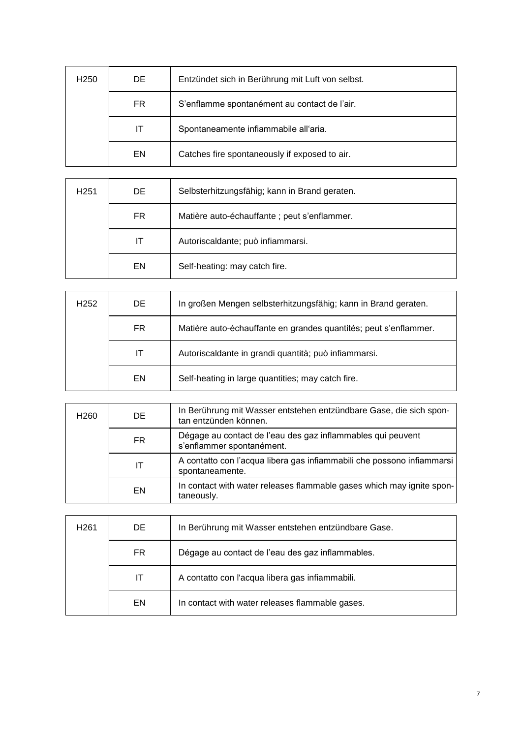| H250 | DE | Entzündet sich in Berührung mit Luft von selbst. |
|---|---|---|
| | FR | S'enflamme spontanément au contact de l'air. |
| | IT | Spontaneamente infiammabile all'aria. |
| | EN | Catches fire spontaneously if exposed to air. |

| H251 | DE | Selbsterhitzungsfähig; kann in Brand geraten. |
|---|---|---|
| | FR | Matière auto-échauffante ; peut s'enflammer. |
| | IT | Autoriscaldante; può infiammarsi. |
| | EN | Self-heating: may catch fire. |

| H252 | DE | In großen Mengen selbsterhitzungsfähig; kann in Brand geraten. |
|---|---|---|
| | FR | Matière auto-échauffante en grandes quantités; peut s'enflammer. |
| | IT | Autoriscaldante in grandi quantità; può infiammarsi. |
| | EN | Self-heating in large quantities; may catch fire. |

| H260 | DE | In Berührung mit Wasser entstehen entzündbare Gase, die sich spontan entzünden können. |
|---|---|---|
| | FR | Dégage au contact de l'eau des gaz inflammables qui peuvent s'enflammer spontanément. |
| | IT | A contatto con l'acqua libera gas infiammabili che possono infiammarsi spontaneamente. |
| | EN | In contact with water releases flammable gases which may ignite spontaneously. |

| H261 | DE | In Berührung mit Wasser entstehen entzündbare Gase. |
|---|---|---|
| | FR | Dégage au contact de l'eau des gaz inflammables. |
| | IT | A contatto con l'acqua libera gas infiammabili. |
| | EN | In contact with water releases flammable gases. |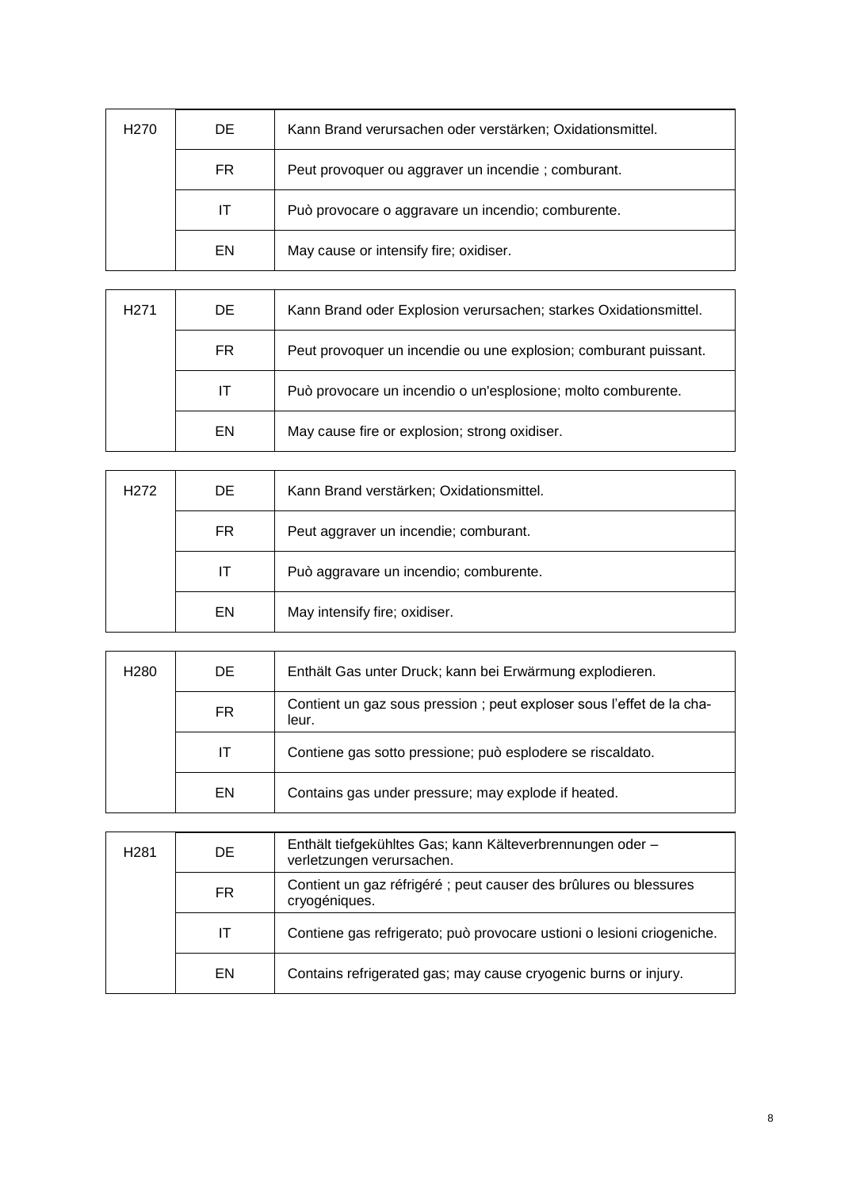| H270 | DE | Kann Brand verursachen oder verstärken; Oxidationsmittel. |
|---|---|---|
| | FR | Peut provoquer ou aggraver un incendie ; comburant. |
| | IT | Può provocare o aggravare un incendio; comburente. |
| | EN | May cause or intensify fire; oxidiser. |

| H271 | DE | Kann Brand oder Explosion verursachen; starkes Oxidationsmittel. |
|---|---|---|
| | FR | Peut provoquer un incendie ou une explosion; comburant puissant. |
| | IT | Può provocare un incendio o un'esplosione; molto comburente. |
| | EN | May cause fire or explosion; strong oxidiser. |

| H272 | DE | Kann Brand verstärken; Oxidationsmittel. |
|---|---|---|
| | FR | Peut aggraver un incendie; comburant. |
| | IT | Può aggravare un incendio; comburente. |
| | EN | May intensify fire; oxidiser. |

| H280 | DE | Enthält Gas unter Druck; kann bei Erwärmung explodieren. |
|---|---|---|
| | FR | Contient un gaz sous pression ; peut exploser sous l'effet de la chaleur. |
| | IT | Contiene gas sotto pressione; può esplodere se riscaldato. |
| | EN | Contains gas under pressure; may explode if heated. |

| H281 | DE | Enthält tiefgekühltes Gas; kann Kälteverbrennungen oder –verletzungen verursachen. |
|---|---|---|
| | FR | Contient un gaz réfrigéré ; peut causer des brûlures ou blessures cryogéniques. |
| | IT | Contiene gas refrigerato; può provocare ustioni o lesioni criogeniche. |
| | EN | Contains refrigerated gas; may cause cryogenic burns or injury. |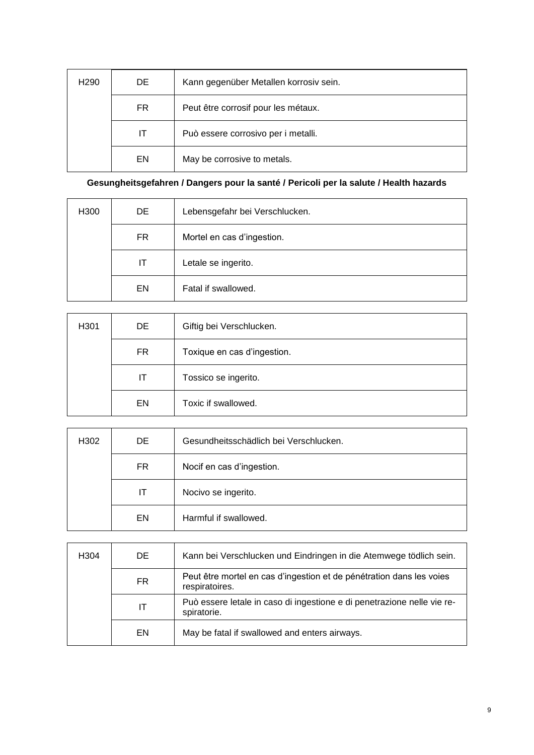| H290 | DE | Kann gegenüber Metallen korrosiv sein. |
|---|---|---|
| | FR | Peut être corrosif pour les métaux. |
| | IT | Può essere corrosivo per i metalli. |
| | EN | May be corrosive to metals. |

**Gesungheitsgefahren / Dangers pour la santé / Pericoli per la salute / Health hazards**

| H300 | DE | Lebensgefahr bei Verschlucken. |
|---|---|---|
| | FR | Mortel en cas d'ingestion. |
| | IT | Letale se ingerito. |
| | EN | Fatal if swallowed. |

| H301 | DE | Giftig bei Verschlucken. |
|---|---|---|
| | FR | Toxique en cas d'ingestion. |
| | IT | Tossico se ingerito. |
| | EN | Toxic if swallowed. |

| H302 | DE | Gesundheitsschädlich bei Verschlucken. |
|---|---|---|
| | FR | Nocif en cas d'ingestion. |
| | IT | Nocivo se ingerito. |
| | EN | Harmful if swallowed. |

| H304 | DE | Kann bei Verschlucken und Eindringen in die Atemwege tödlich sein. |
|---|---|---|
| | FR | Peut être mortel en cas d'ingestion et de pénétration dans les voies respiratoires. |
| | IT | Può essere letale in caso di ingestione e di penetrazione nelle vie respiratorie. |
| | EN | May be fatal if swallowed and enters airways. |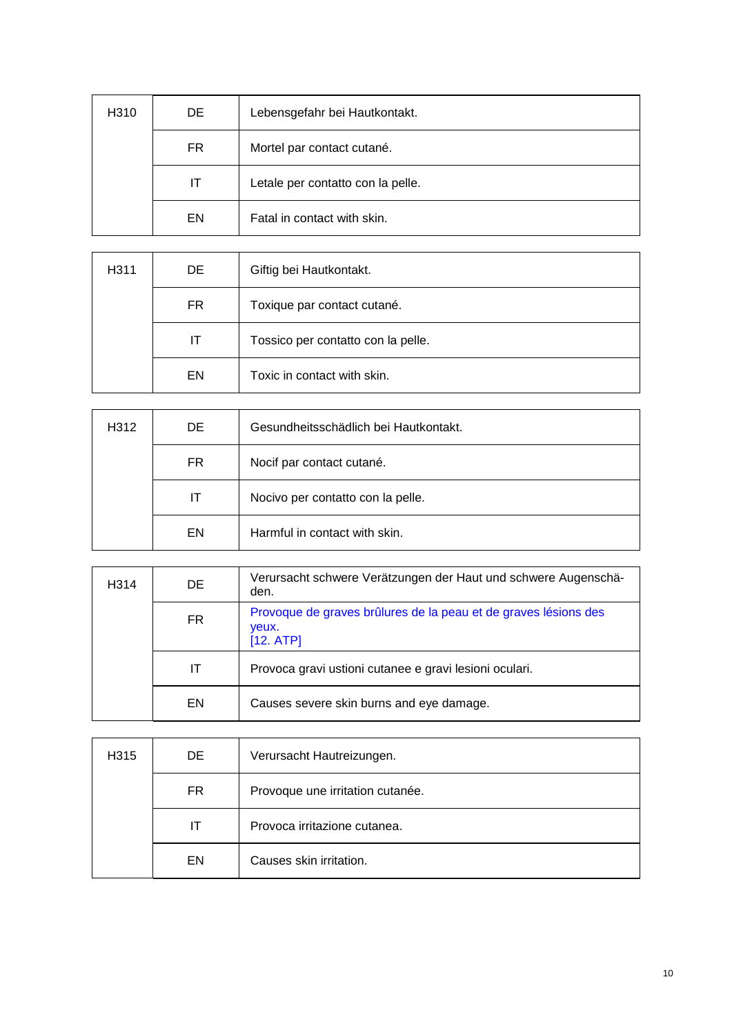| H310 | DE | Lebensgefahr bei Hautkontakt. |
| --- | --- | --- |
| | FR | Mortel par contact cutané. |
| | IT | Letale per contatto con la pelle. |
| | EN | Fatal in contact with skin. |

| H311 | DE | Giftig bei Hautkontakt. |
| --- | --- | --- |
| | FR | Toxique par contact cutané. |
| | IT | Tossico per contatto con la pelle. |
| | EN | Toxic in contact with skin. |

| H312 | DE | Gesundheitsschädlich bei Hautkontakt. |
| --- | --- | --- |
| | FR | Nocif par contact cutané. |
| | IT | Nocivo per contatto con la pelle. |
| | EN | Harmful in contact with skin. |

| H314 | DE | Verursacht schwere Verätzungen der Haut und schwere Augenschä-den. |
| --- | --- | --- |
| | FR | Provoque de graves brûlures de la peau et de graves lésions des yeux. [12. ATP] |
| | IT | Provoca gravi ustioni cutanee e gravi lesioni oculari. |
| | EN | Causes severe skin burns and eye damage. |

| H315 | DE | Verursacht Hautreizungen. |
| --- | --- | --- |
| | FR | Provoque une irritation cutanée. |
| | IT | Provoca irritazione cutanea. |
| | EN | Causes skin irritation. |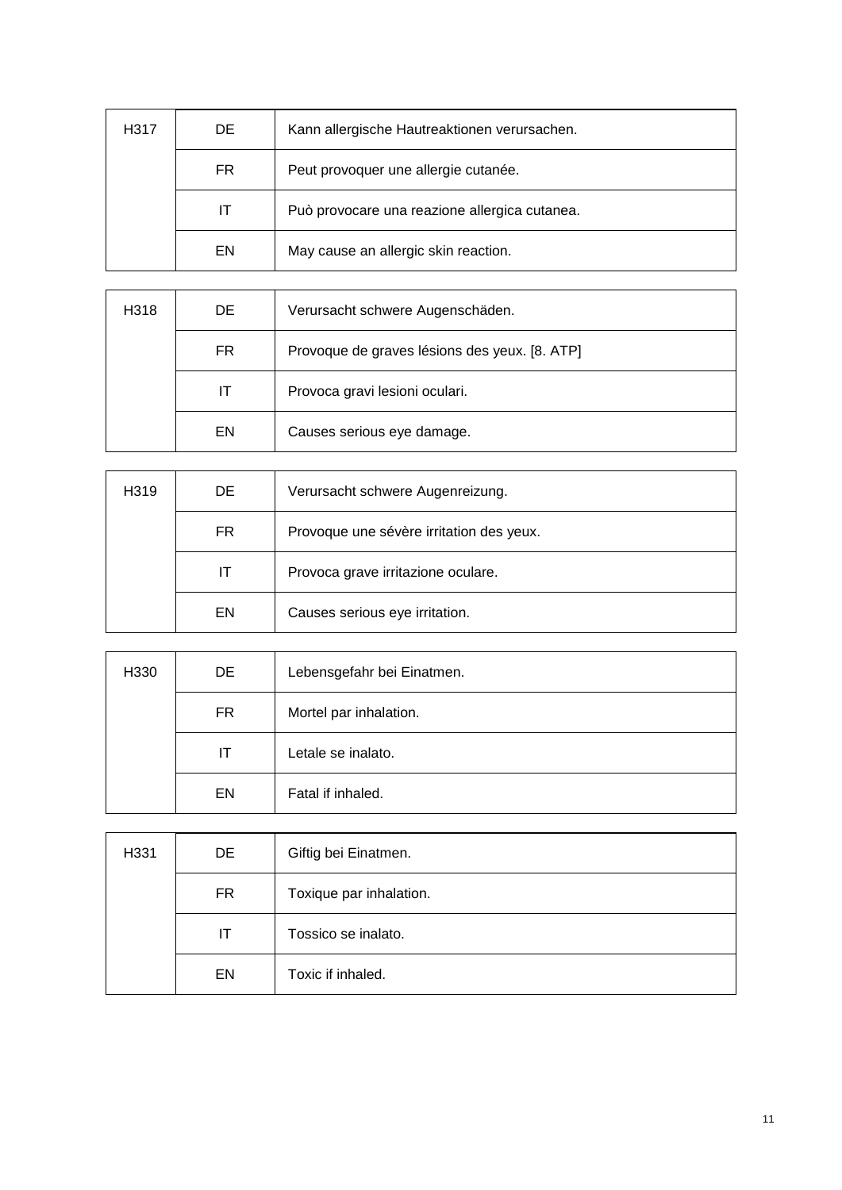| H317 | DE | Kann allergische Hautreaktionen verursachen. |
|---|---|---|
| | FR | Peut provoquer une allergie cutanée. |
| | IT | Può provocare una reazione allergica cutanea. |
| | EN | May cause an allergic skin reaction. |

| H318 | DE | Verursacht schwere Augenschäden. |
|---|---|---|
| | FR | Provoque de graves lésions des yeux. [8. ATP] |
| | IT | Provoca gravi lesioni oculari. |
| | EN | Causes serious eye damage. |

| H319 | DE | Verursacht schwere Augenreizung. |
|---|---|---|
| | FR | Provoque une sévère irritation des yeux. |
| | IT | Provoca grave irritazione oculare. |
| | EN | Causes serious eye irritation. |

| H330 | DE | Lebensgefahr bei Einatmen. |
|---|---|---|
| | FR | Mortel par inhalation. |
| | IT | Letale se inalato. |
| | EN | Fatal if inhaled. |

| H331 | DE | Giftig bei Einatmen. |
|---|---|---|
| | FR | Toxique par inhalation. |
| | IT | Tossico se inalato. |
| | EN | Toxic if inhaled. |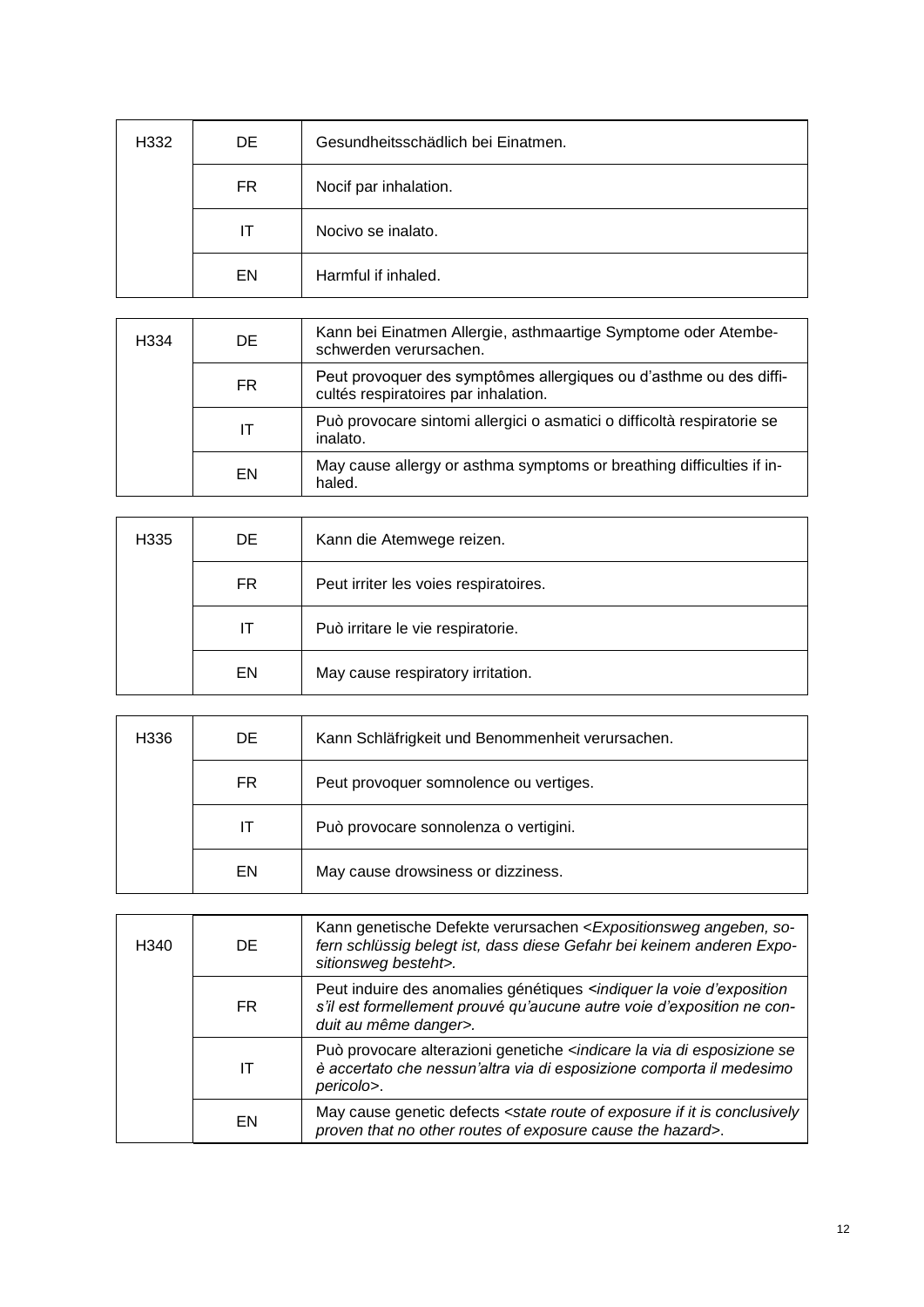| H332 | DE | Gesundheitsschädlich bei Einatmen. |
|---|---|---|
| | FR | Nocif par inhalation. |
| | IT | Nocivo se inalato. |
| | EN | Harmful if inhaled. |

| H334 | DE | Kann bei Einatmen Allergie, asthmaartige Symptome oder Atembeschwerden verursachen. |
|---|---|---|
| | FR | Peut provoquer des symptômes allergiques ou d'asthme ou des difficultés respiratoires par inhalation. |
| | IT | Può provocare sintomi allergici o asmatici o difficoltà respiratorie se inalato. |
| | EN | May cause allergy or asthma symptoms or breathing difficulties if inhaled. |

| H335 | DE | Kann die Atemwege reizen. |
|---|---|---|
| | FR | Peut irriter les voies respiratoires. |
| | IT | Può irritare le vie respiratorie. |
| | EN | May cause respiratory irritation. |

| H336 | DE | Kann Schläfrigkeit und Benommenheit verursachen. |
|---|---|---|
| | FR | Peut provoquer somnolence ou vertiges. |
| | IT | Può provocare sonnolenza o vertigini. |
| | EN | May cause drowsiness or dizziness. |

| H340 | DE | Kann genetische Defekte verursachen <*Expositionsweg angeben, sofern schlüssig belegt ist, dass diese Gefahr bei keinem anderen Expositionsweg besteht*>. |
|---|---|---|
| | FR | Peut induire des anomalies génétiques <*indiquer la voie d'exposition s'il est formellement prouvé qu'aucune autre voie d'exposition ne conduit au même danger*>. |
| | IT | Può provocare alterazioni genetiche <*indicare la via di esposizione se è accertato che nessun'altra via di esposizione comporta il medesimo pericolo*>. |
| | EN | May cause genetic defects <*state route of exposure if it is conclusively proven that no other routes of exposure cause the hazard*>. |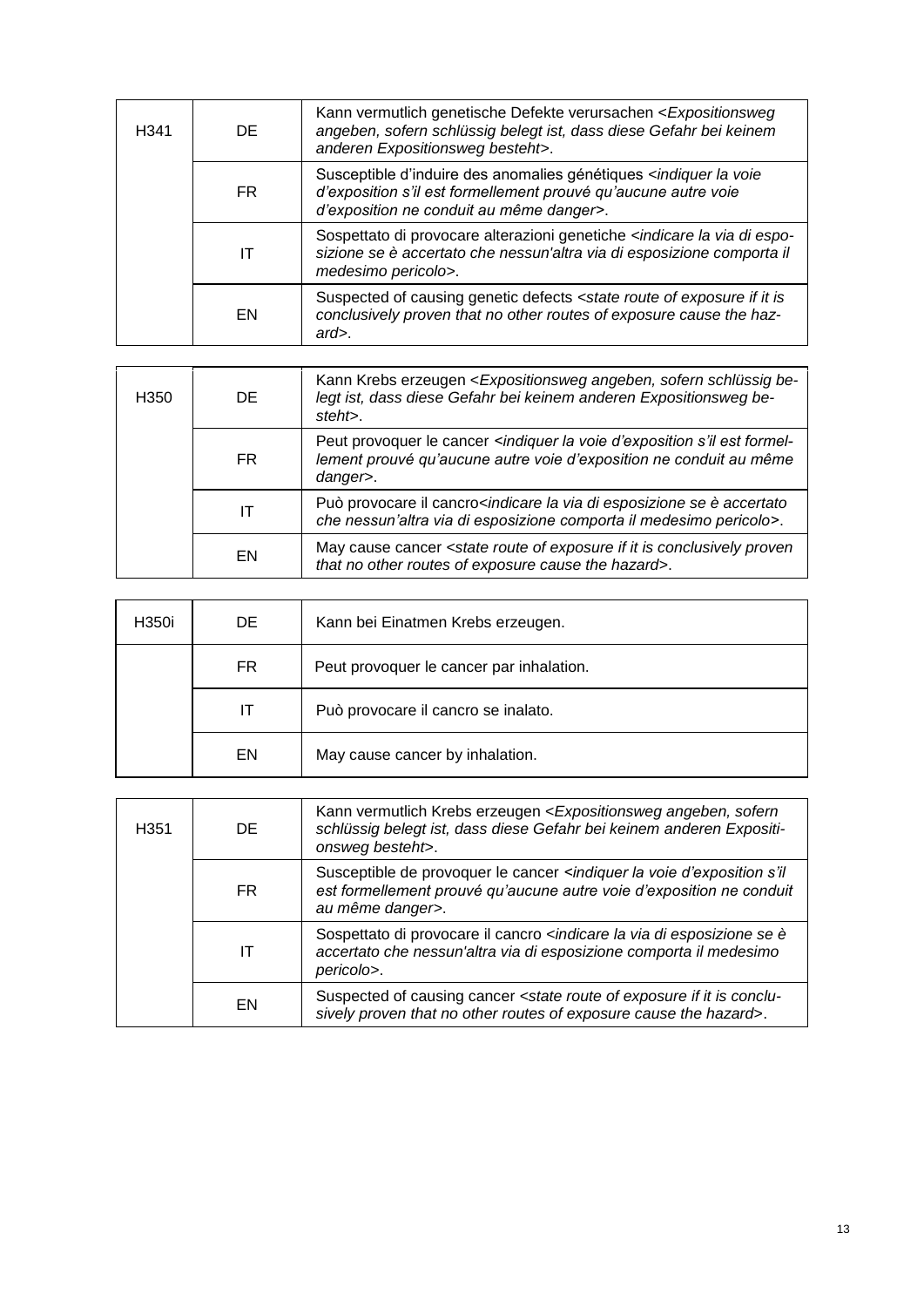| | | |
|---|---|---|
| H341 | DE | Kann vermutlich genetische Defekte verursachen <*Expositionsweg angeben, sofern schlüssig belegt ist, dass diese Gefahr bei keinem anderen Expositionsweg besteht*>. |
| | FR | Susceptible d'induire des anomalies génétiques <*indiquer la voie d'exposition s'il est formellement prouvé qu'aucune autre voie d'exposition ne conduit au même danger*>. |
| | IT | Sospettato di provocare alterazioni genetiche <*indicare la via di esposizione se è accertato che nessun'altra via di esposizione comporta il medesimo pericolo*>. |
| | EN | Suspected of causing genetic defects <*state route of exposure if it is conclusively proven that no other routes of exposure cause the hazard*>. |

| | | |
|---|---|---|
| H350 | DE | Kann Krebs erzeugen <*Expositionsweg angeben, sofern schlüssig belegt ist, dass diese Gefahr bei keinem anderen Expositionsweg besteht*>. |
| | FR | Peut provoquer le cancer <*indiquer la voie d'exposition s'il est formellement prouvé qu'aucune autre voie d'exposition ne conduit au même danger*>. |
| | IT | Può provocare il cancro<*indicare la via di esposizione se è accertato che nessun'altra via di esposizione comporta il medesimo pericolo*>. |
| | EN | May cause cancer <*state route of exposure if it is conclusively proven that no other routes of exposure cause the hazard*>. |

| | | |
|---|---|---|
| H350i | DE | Kann bei Einatmen Krebs erzeugen. |
| | FR | Peut provoquer le cancer par inhalation. |
| | IT | Può provocare il cancro se inalato. |
| | EN | May cause cancer by inhalation. |

| | | |
|---|---|---|
| H351 | DE | Kann vermutlich Krebs erzeugen <*Expositionsweg angeben, sofern schlüssig belegt ist, dass diese Gefahr bei keinem anderen Expositionsweg besteht*>. |
| | FR | Susceptible de provoquer le cancer <*indiquer la voie d'exposition s'il est formellement prouvé qu'aucune autre voie d'exposition ne conduit au même danger*>. |
| | IT | Sospettato di provocare il cancro <*indicare la via di esposizione se è accertato che nessun'altra via di esposizione comporta il medesimo pericolo*>. |
| | EN | Suspected of causing cancer <*state route of exposure if it is conclusively proven that no other routes of exposure cause the hazard*>. |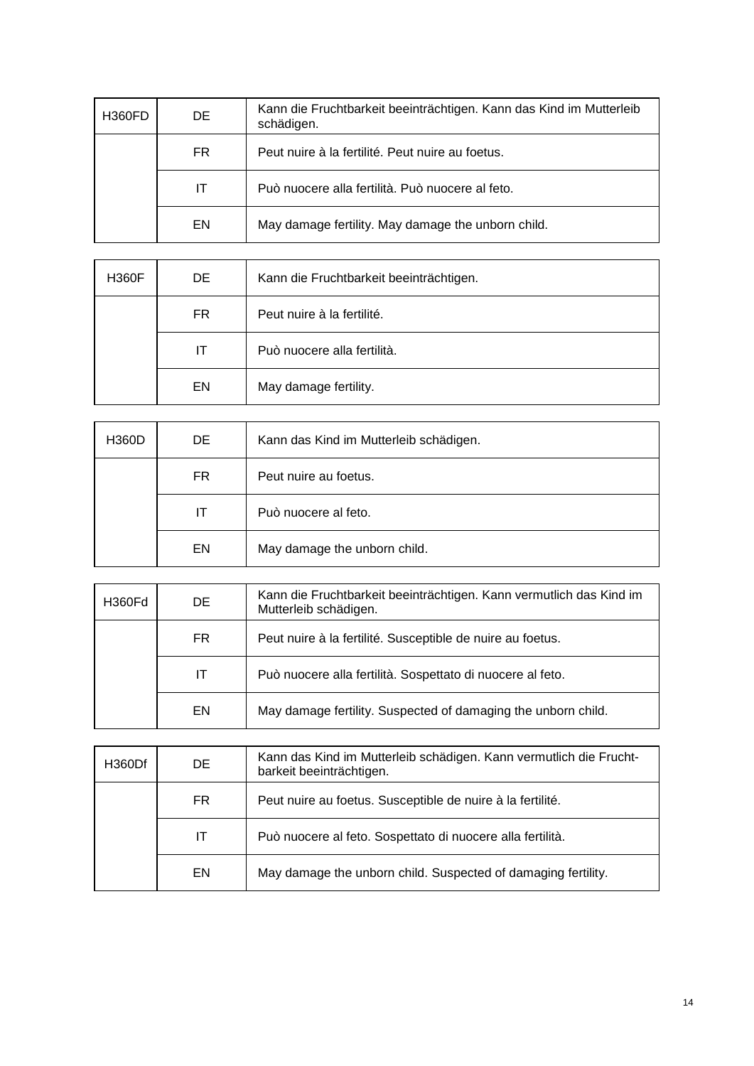| H360FD | DE | Kann die Fruchtbarkeit beeinträchtigen. Kann das Kind im Mutterleib schädigen. |
|---|---|---|
| | FR | Peut nuire à la fertilité. Peut nuire au foetus. |
| | IT | Può nuocere alla fertilità. Può nuocere al feto. |
| | EN | May damage fertility. May damage the unborn child. |

| H360F | DE | Kann die Fruchtbarkeit beeinträchtigen. |
|---|---|---|
| | FR | Peut nuire à la fertilité. |
| | IT | Può nuocere alla fertilità. |
| | EN | May damage fertility. |

| H360D | DE | Kann das Kind im Mutterleib schädigen. |
|---|---|---|
| | FR | Peut nuire au foetus. |
| | IT | Può nuocere al feto. |
| | EN | May damage the unborn child. |

| H360Fd | DE | Kann die Fruchtbarkeit beeinträchtigen. Kann vermutlich das Kind im Mutterleib schädigen. |
|---|---|---|
| | FR | Peut nuire à la fertilité. Susceptible de nuire au foetus. |
| | IT | Può nuocere alla fertilità. Sospettato di nuocere al feto. |
| | EN | May damage fertility. Suspected of damaging the unborn child. |

| H360Df | DE | Kann das Kind im Mutterleib schädigen. Kann vermutlich die Fruchtbarkeit beeinträchtigen. |
|---|---|---|
| | FR | Peut nuire au foetus. Susceptible de nuire à la fertilité. |
| | IT | Può nuocere al feto. Sospettato di nuocere alla fertilità. |
| | EN | May damage the unborn child. Suspected of damaging fertility. |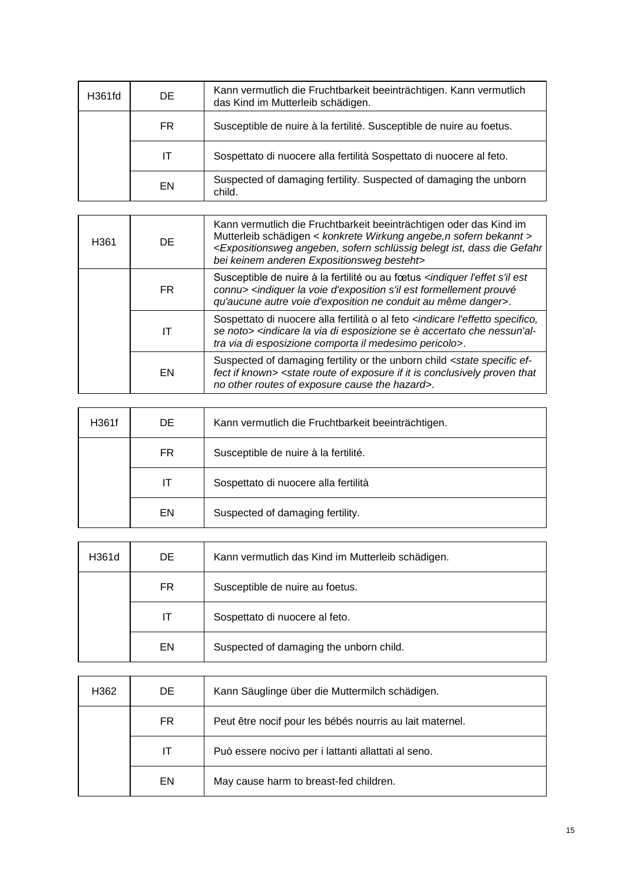| H361fd | DE | Kann vermutlich die Fruchtbarkeit beeinträchtigen. Kann vermutlich das Kind im Mutterleib schädigen. |
|---|---|---|
| | FR | Susceptible de nuire à la fertilité. Susceptible de nuire au foetus. |
| | IT | Sospettato di nuocere alla fertilità Sospettato di nuocere al feto. |
| | EN | Suspected of damaging fertility. Suspected of damaging the unborn child. |

| H361 | DE | Kann vermutlich die Fruchtbarkeit beeinträchtigen oder das Kind im Mutterleib schädigen < *konkrete Wirkung angebe,n sofern bekannt* > <*Expositionsweg angeben, sofern schlüssig belegt ist, dass die Gefahr bei keinem anderen Expositionsweg besteht*> |
|---|---|---|
| | FR | Susceptible de nuire à la fertilité ou au fœtus <*indiquer l'effet s'il est connu*> <*indiquer la voie d'exposition s'il est formellement prouvé qu'aucune autre voie d'exposition ne conduit au même danger*>. |
| | IT | Sospettato di nuocere alla fertilità o al feto <*indicare l'effetto specifico, se noto*> <*indicare la via di esposizione se è accertato che nessun'al-tra via di esposizione comporta il medesimo pericolo*>. |
| | EN | Suspected of damaging fertility or the unborn child <*state specific ef-fect if known*> <*state route of exposure if it is conclusively proven that no other routes of exposure cause the hazard*>. |

| H361f | DE | Kann vermutlich die Fruchtbarkeit beeinträchtigen. |
|---|---|---|
| | FR | Susceptible de nuire à la fertilité. |
| | IT | Sospettato di nuocere alla fertilità |
| | EN | Suspected of damaging fertility. |

| H361d | DE | Kann vermutlich das Kind im Mutterleib schädigen. |
|---|---|---|
| | FR | Susceptible de nuire au foetus. |
| | IT | Sospettato di nuocere al feto. |
| | EN | Suspected of damaging the unborn child. |

| H362 | DE | Kann Säuglinge über die Muttermilch schädigen. |
|---|---|---|
| | FR | Peut être nocif pour les bébés nourris au lait maternel. |
| | IT | Può essere nocivo per i lattanti allattati al seno. |
| | EN | May cause harm to breast-fed children. |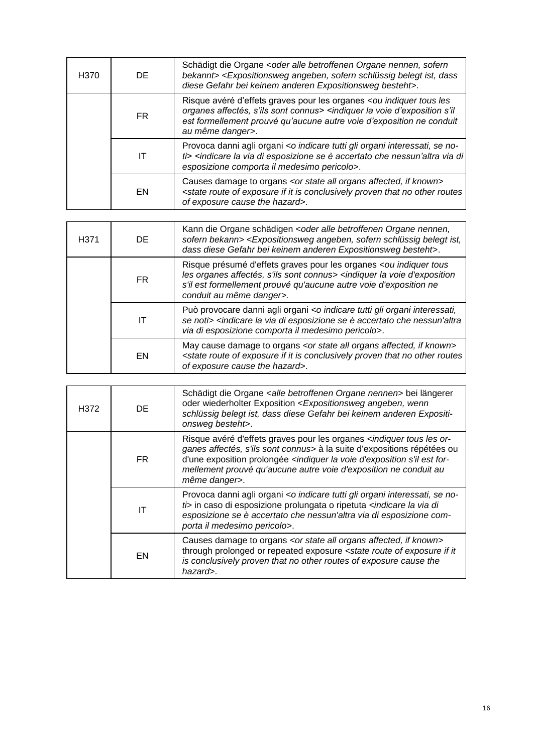| H370 | DE | Schädigt die Organe <*oder alle betroffenen Organe nennen, sofern bekannt*> <*Expositionsweg angeben, sofern schlüssig belegt ist, dass diese Gefahr bei keinem anderen Expositionsweg besteht*>. |
|---|---|---|
| | FR | Risque avéré d'effets graves pour les organes <*ou indiquer tous les organes affectés, s'ils sont connus*> <*indiquer la voie d'exposition s'il est formellement prouvé qu'aucune autre voie d'exposition ne conduit au même danger*>. |
| | IT | Provoca danni agli organi <*o indicare tutti gli organi interessati, se noti*> <*indicare la via di esposizione se è accertato che nessun'altra via di esposizione comporta il medesimo pericolo*>. |
| | EN | Causes damage to organs <*or state all organs affected, if known*> <*state route of exposure if it is conclusively proven that no other routes of exposure cause the hazard*>. |

| H371 | DE | Kann die Organe schädigen <*oder alle betroffenen Organe nennen, sofern bekann*> <*Expositionsweg angeben, sofern schlüssig belegt ist, dass diese Gefahr bei keinem anderen Expositionsweg besteht*>. |
|---|---|---|
| | FR | Risque présumé d'effets graves pour les organes <*ou indiquer tous les organes affectés, s'ils sont connus*> <*indiquer la voie d'exposition s'il est formellement prouvé qu'aucune autre voie d'exposition ne conduit au même danger>.* |
| | IT | Può provocare danni agli organi <*o indicare tutti gli organi interessati, se noti*> <*indicare la via di esposizione se è accertato che nessun'altra via di esposizione comporta il medesimo pericolo*>. |
| | EN | May cause damage to organs <*or state all organs affected, if known*> <*state route of exposure if it is conclusively proven that no other routes of exposure cause the hazard*>. |

| H372 | DE | Schädigt die Organe <*alle betroffenen Organe nennen*> bei längerer oder wiederholter Exposition <*Expositionsweg angeben, wenn schlüssig belegt ist, dass diese Gefahr bei keinem anderen Expositionsweg besteht*>. |
|---|---|---|
| | FR | Risque avéré d'effets graves pour les organes <*indiquer tous les organes affectés, s'ils sont connus*> à la suite d'expositions répétées ou d'une exposition prolongée <*indiquer la voie d'exposition s'il est formellement prouvé qu'aucune autre voie d'exposition ne conduit au même danger*>. |
| | IT | Provoca danni agli organi <*o indicare tutti gli organi interessati, se noti*> in caso di esposizione prolungata o ripetuta <*indicare la via di esposizione se è accertato che nessun'altra via di esposizione comporta il medesimo pericolo*>. |
| | EN | Causes damage to organs <*or state all organs affected, if known*> through prolonged or repeated exposure <*state route of exposure if it is conclusively proven that no other routes of exposure cause the hazard*>. |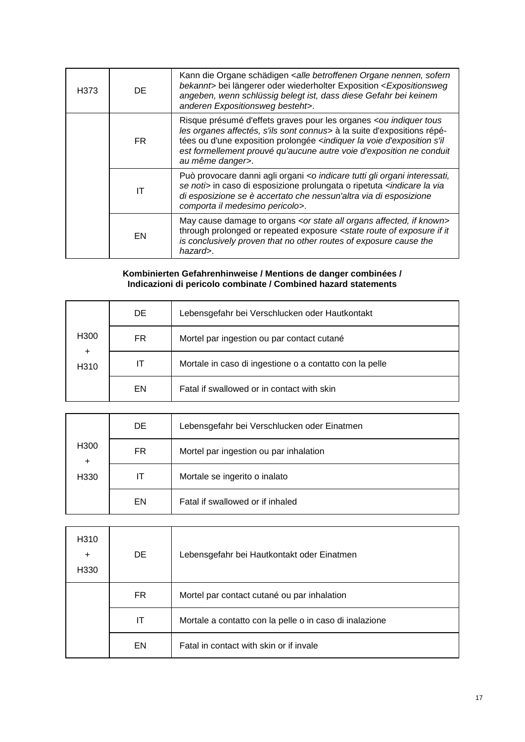| H373 | DE | Kann die Organe schädigen <*alle betroffenen Organe nennen, sofern bekannt*> bei längerer oder wiederholter Exposition <*Expositionsweg angeben, wenn schlüssig belegt ist, dass diese Gefahr bei keinem anderen Expositionsweg besteht*>. |
|---|---|---|
| | FR | Risque présumé d'effets graves pour les organes <*ou indiquer tous les organes affectés, s'ils sont connus*> à la suite d'expositions répétées ou d'une exposition prolongée <*indiquer la voie d'exposition s'il est formellement prouvé qu'aucune autre voie d'exposition ne conduit au même danger*>. |
| | IT | Può provocare danni agli organi <*o indicare tutti gli organi interessati, se noti*> in caso di esposizione prolungata o ripetuta <*indicare la via di esposizione se è accertato che nessun'altra via di esposizione comporta il medesimo pericolo*>. |
| | EN | May cause damage to organs <*or state all organs affected, if known*> through prolonged or repeated exposure <*state route of exposure if it is conclusively proven that no other routes of exposure cause the hazard*>. |

**Kombinierten Gefahrenhinweise / Mentions de danger combinées / Indicazioni di pericolo combinate / Combined hazard statements**

| H300 + H310 | DE | Lebensgefahr bei Verschlucken oder Hautkontakt |
|---|---|---|
| | FR | Mortel par ingestion ou par contact cutané |
| | IT | Mortale in caso di ingestione o a contatto con la pelle |
| | EN | Fatal if swallowed or in contact with skin |

| H300 + H330 | DE | Lebensgefahr bei Verschlucken oder Einatmen |
|---|---|---|
| | FR | Mortel par ingestion ou par inhalation |
| | IT | Mortale se ingerito o inalato |
| | EN | Fatal if swallowed or if inhaled |

| H310 + H330 | DE | Lebensgefahr bei Hautkontakt oder Einatmen |
|---|---|---|
| | FR | Mortel par contact cutané ou par inhalation |
| | IT | Mortale a contatto con la pelle o in caso di inalazione |
| | EN | Fatal in contact with skin or if invale |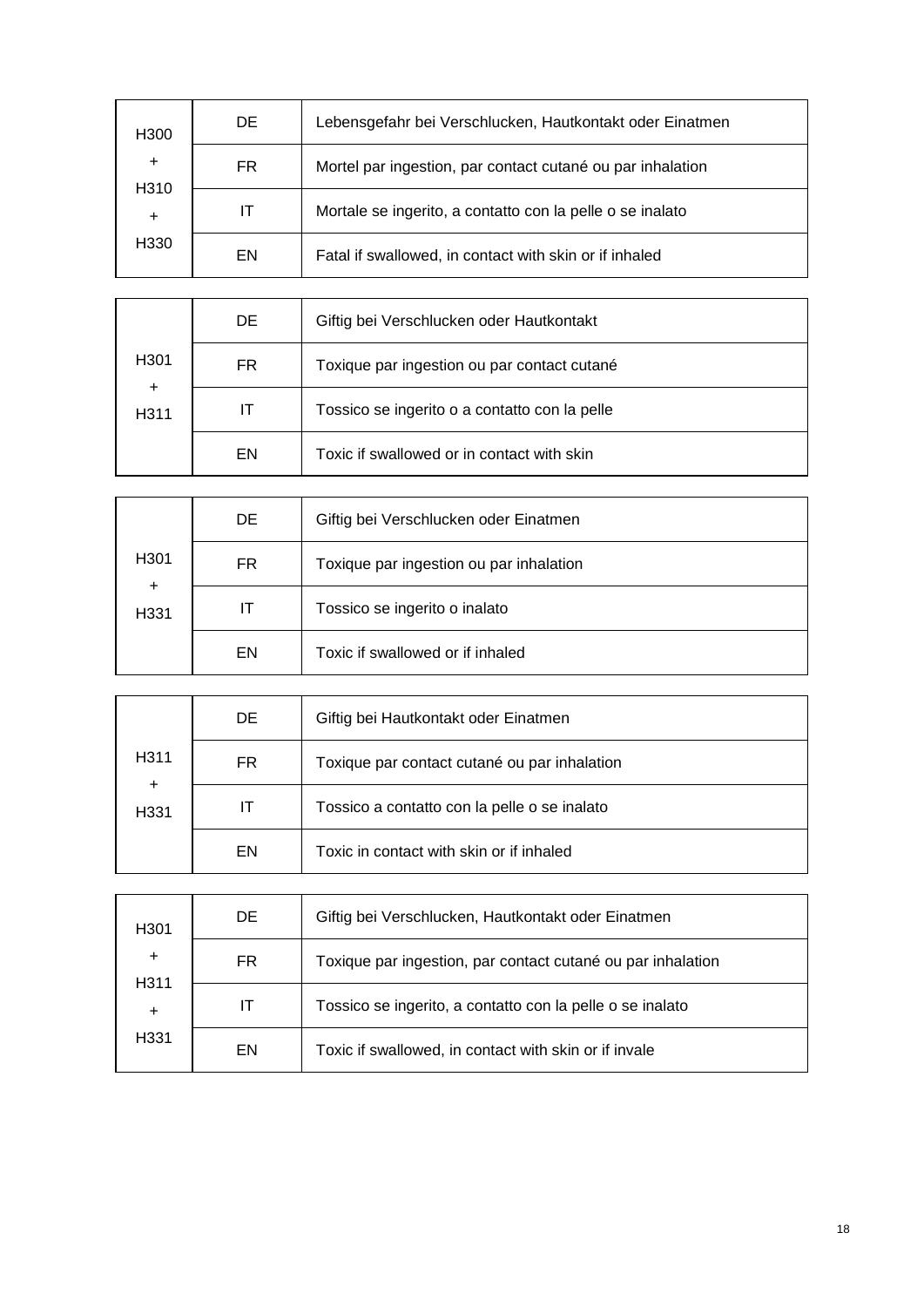| H300 + H310 + H330 | DE | Lebensgefahr bei Verschlucken, Hautkontakt oder Einatmen |
|---|---|---|
| | FR | Mortel par ingestion, par contact cutané ou par inhalation |
| | IT | Mortale se ingerito, a contatto con la pelle o se inalato |
| | EN | Fatal if swallowed, in contact with skin or if inhaled |

| H301 + H311 | DE | Giftig bei Verschlucken oder Hautkontakt |
|---|---|---|
| | FR | Toxique par ingestion ou par contact cutané |
| | IT | Tossico se ingerito o a contatto con la pelle |
| | EN | Toxic if swallowed or in contact with skin |

| H301 + H331 | DE | Giftig bei Verschlucken oder Einatmen |
|---|---|---|
| | FR | Toxique par ingestion ou par inhalation |
| | IT | Tossico se ingerito o inalato |
| | EN | Toxic if swallowed or if inhaled |

| H311 + H331 | DE | Giftig bei Hautkontakt oder Einatmen |
|---|---|---|
| | FR | Toxique par contact cutané ou par inhalation |
| | IT | Tossico a contatto con la pelle o se inalato |
| | EN | Toxic in contact with skin or if inhaled |

| H301 + H311 + H331 | DE | Giftig bei Verschlucken, Hautkontakt oder Einatmen |
|---|---|---|
| | FR | Toxique par ingestion, par contact cutané ou par inhalation |
| | IT | Tossico se ingerito, a contatto con la pelle o se inalato |
| | EN | Toxic if swallowed, in contact with skin or if invale |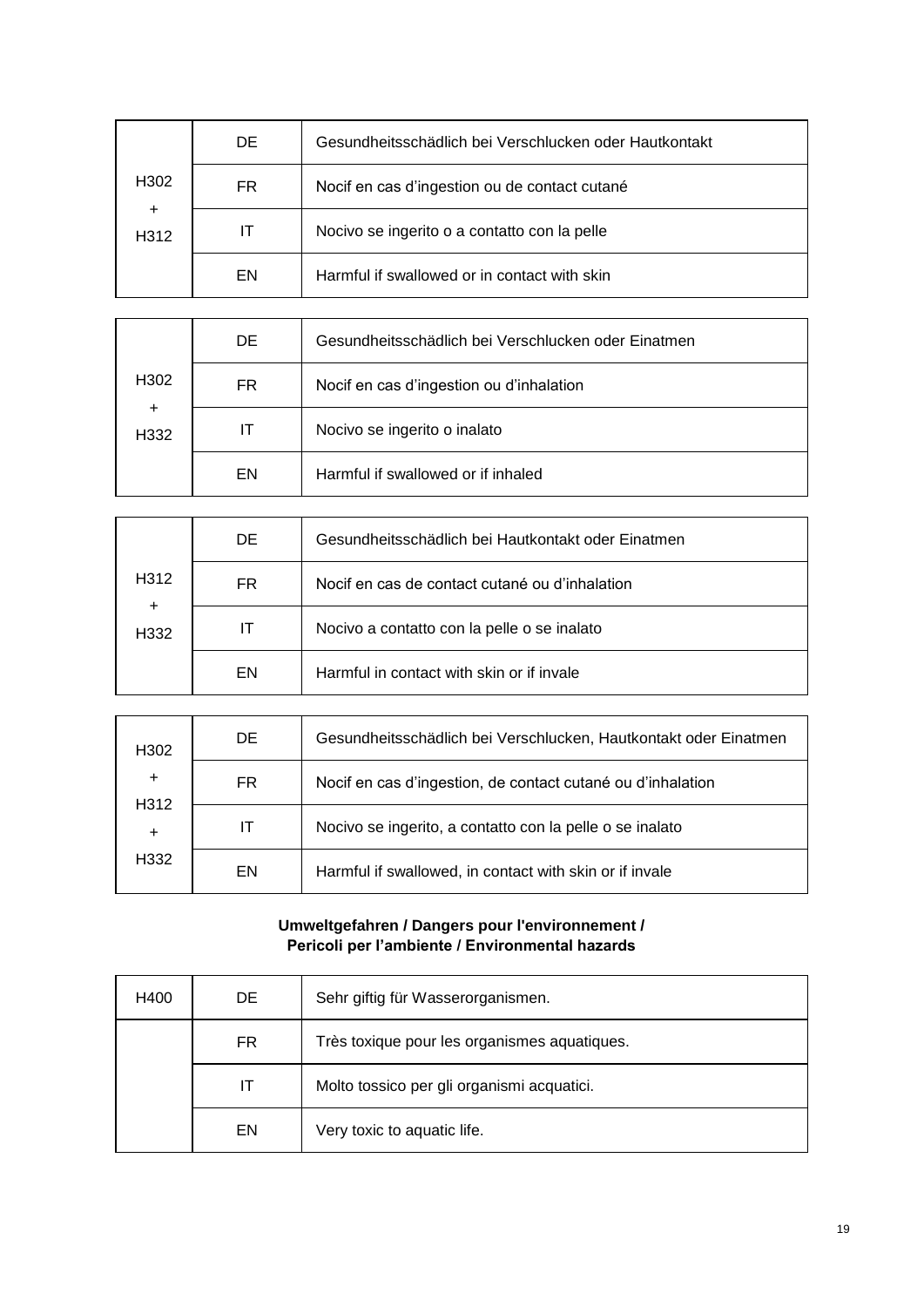| | | |
|---|---|---|
| H302 + H312 | DE | Gesundheitsschädlich bei Verschlucken oder Hautkontakt |
| | FR | Nocif en cas d'ingestion ou de contact cutané |
| | IT | Nocivo se ingerito o a contatto con la pelle |
| | EN | Harmful if swallowed or in contact with skin |

| | | |
|---|---|---|
| H302 + H332 | DE | Gesundheitsschädlich bei Verschlucken oder Einatmen |
| | FR | Nocif en cas d'ingestion ou d'inhalation |
| | IT | Nocivo se ingerito o inalato |
| | EN | Harmful if swallowed or if inhaled |

| | | |
|---|---|---|
| H312 + H332 | DE | Gesundheitsschädlich bei Hautkontakt oder Einatmen |
| | FR | Nocif en cas de contact cutané ou d'inhalation |
| | IT | Nocivo a contatto con la pelle o se inalato |
| | EN | Harmful in contact with skin or if invale |

| | | |
|---|---|---|
| H302 + H312 + H332 | DE | Gesundheitsschädlich bei Verschlucken, Hautkontakt oder Einatmen |
| | FR | Nocif en cas d'ingestion, de contact cutané ou d'inhalation |
| | IT | Nocivo se ingerito, a contatto con la pelle o se inalato |
| | EN | Harmful if swallowed, in contact with skin or if invale |

**Umweltgefahren / Dangers pour l'environnement / Pericoli per l'ambiente / Environmental hazards**

| | | |
|---|---|---|
| H400 | DE | Sehr giftig für Wasserorganismen. |
| | FR | Très toxique pour les organismes aquatiques. |
| | IT | Molto tossico per gli organismi acquatici. |
| | EN | Very toxic to aquatic life. |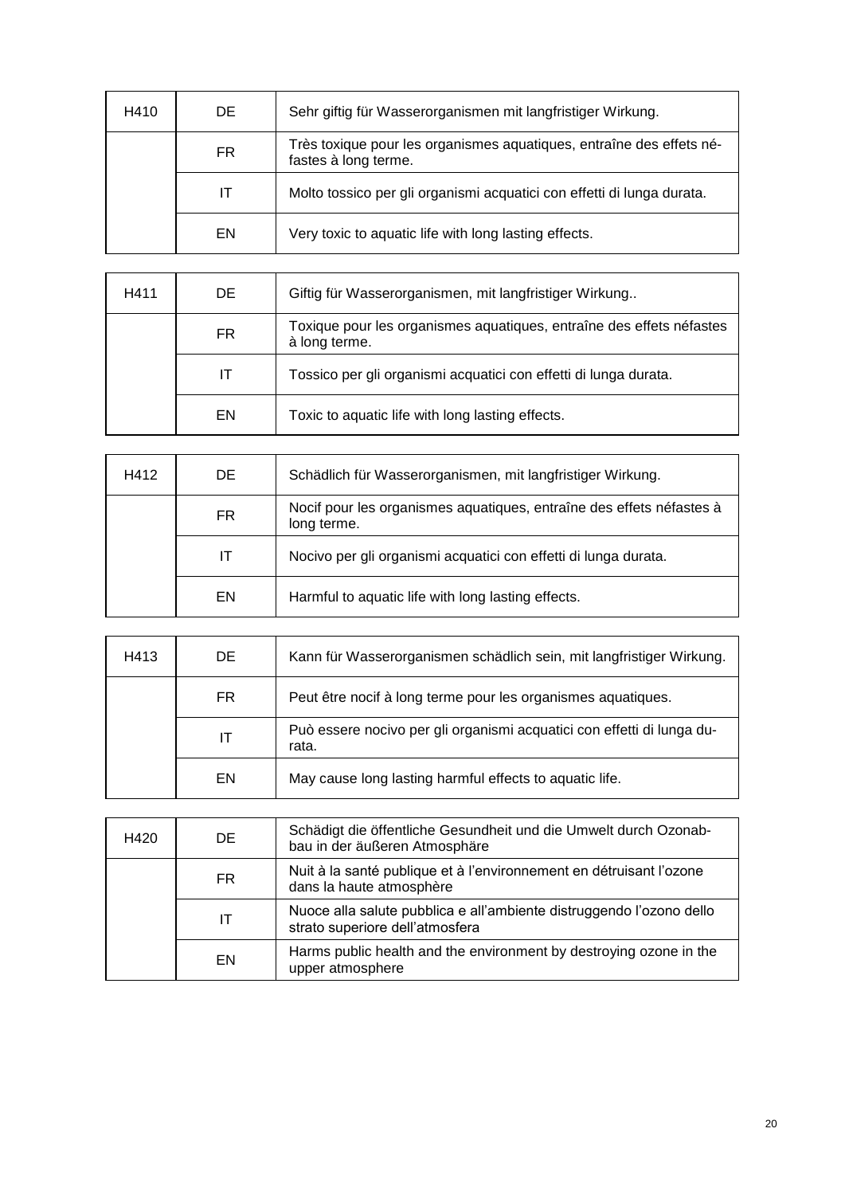| H410 | DE | Sehr giftig für Wasserorganismen mit langfristiger Wirkung. |
|---|---|---|
| | FR | Très toxique pour les organismes aquatiques, entraîne des effets néfastes à long terme. |
| | IT | Molto tossico per gli organismi acquatici con effetti di lunga durata. |
| | EN | Very toxic to aquatic life with long lasting effects. |

| H411 | DE | Giftig für Wasserorganismen, mit langfristiger Wirkung.. |
|---|---|---|
| | FR | Toxique pour les organismes aquatiques, entraîne des effets néfastes à long terme. |
| | IT | Tossico per gli organismi acquatici con effetti di lunga durata. |
| | EN | Toxic to aquatic life with long lasting effects. |

| H412 | DE | Schädlich für Wasserorganismen, mit langfristiger Wirkung. |
|---|---|---|
| | FR | Nocif pour les organismes aquatiques, entraîne des effets néfastes à long terme. |
| | IT | Nocivo per gli organismi acquatici con effetti di lunga durata. |
| | EN | Harmful to aquatic life with long lasting effects. |

| H413 | DE | Kann für Wasserorganismen schädlich sein, mit langfristiger Wirkung. |
|---|---|---|
| | FR | Peut être nocif à long terme pour les organismes aquatiques. |
| | IT | Può essere nocivo per gli organismi acquatici con effetti di lunga durata. |
| | EN | May cause long lasting harmful effects to aquatic life. |

| H420 | DE | Schädigt die öffentliche Gesundheit und die Umwelt durch Ozonabbau in der äußeren Atmosphäre |
|---|---|---|
| | FR | Nuit à la santé publique et à l'environnement en détruisant l'ozone dans la haute atmosphère |
| | IT | Nuoce alla salute pubblica e all'ambiente distruggendo l'ozono dello strato superiore dell'atmosfera |
| | EN | Harms public health and the environment by destroying ozone in the upper atmosphere |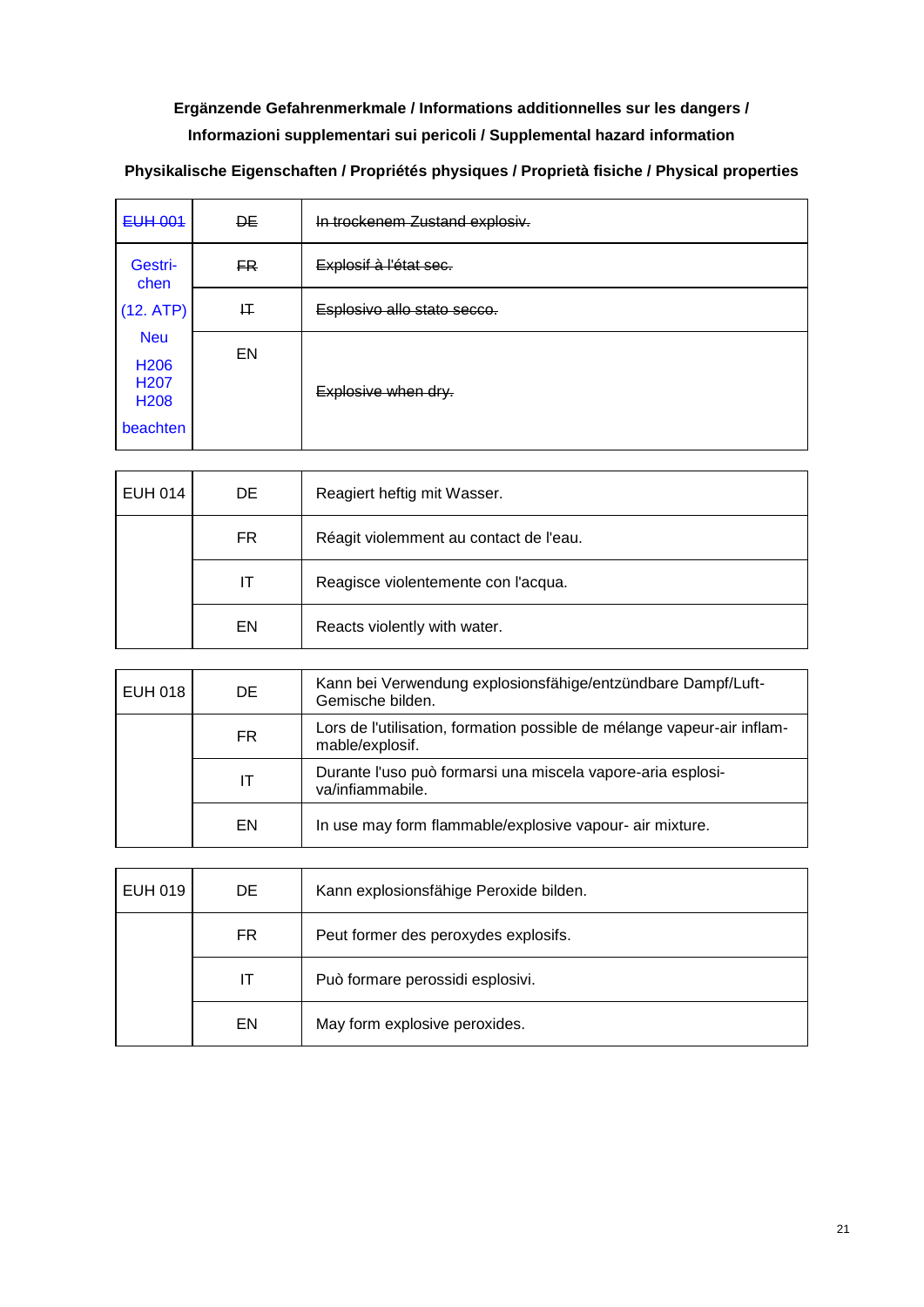**Ergänzende Gefahrenmerkmale / Informations additionnelles sur les dangers / Informazioni supplementari sui pericoli / Supplemental hazard information**

**Physikalische Eigenschaften / Propriétés physiques / Proprietà fisiche / Physical properties**

| ~~EUH 001~~ | ~~DE~~ | ~~In trockenem Zustand explosiv.~~ |
|---|---|---|
| Gestrichen (12. ATP) Neu H206 H207 H208 beachten | ~~FR~~ | ~~Explosif à l'état sec.~~ |
| | ~~IT~~ | ~~Esplosivo allo stato secco.~~ |
| | EN | ~~Explosive when dry.~~ |

| EUH 014 | DE | Reagiert heftig mit Wasser. |
|---|---|---|
| | FR | Réagit violemment au contact de l'eau. |
| | IT | Reagisce violentemente con l'acqua. |
| | EN | Reacts violently with water. |

| EUH 018 | DE | Kann bei Verwendung explosionsfähige/entzündbare Dampf/Luft-Gemische bilden. |
|---|---|---|
| | FR | Lors de l'utilisation, formation possible de mélange vapeur-air inflammable/explosif. |
| | IT | Durante l'uso può formarsi una miscela vapore-aria esplosiva/infiammabile. |
| | EN | In use may form flammable/explosive vapour- air mixture. |

| EUH 019 | DE | Kann explosionsfähige Peroxide bilden. |
|---|---|---|
| | FR | Peut former des peroxydes explosifs. |
| | IT | Può formare perossidi esplosivi. |
| | EN | May form explosive peroxides. |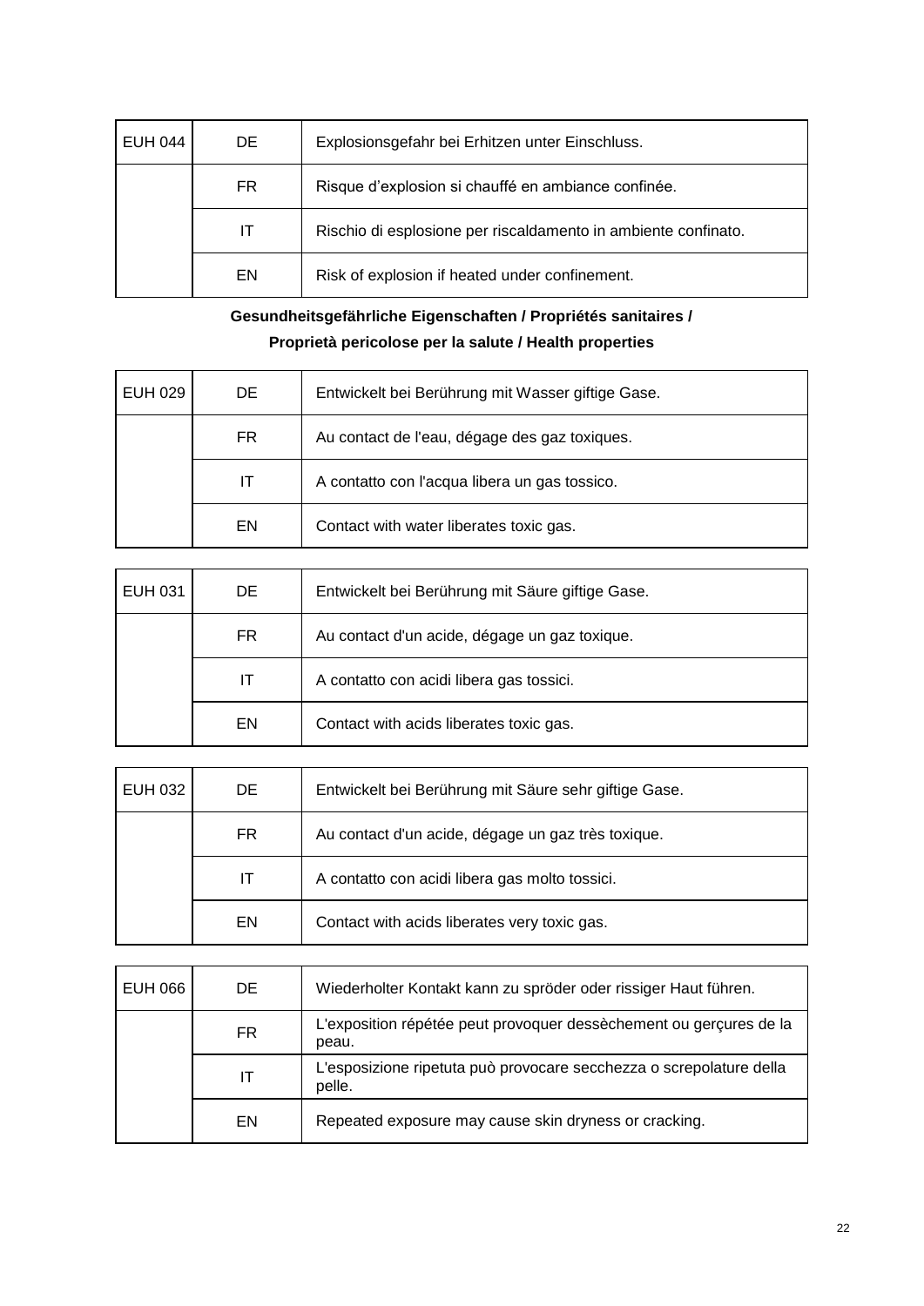| EUH 044 | DE | Explosionsgefahr bei Erhitzen unter Einschluss. |
|---|---|---|
| | FR | Risque d'explosion si chauffé en ambiance confinée. |
| | IT | Rischio di esplosione per riscaldamento in ambiente confinato. |
| | EN | Risk of explosion if heated under confinement. |

**Gesundheitsgefährliche Eigenschaften / Propriétés sanitaires / Proprietà pericolose per la salute / Health properties**

| EUH 029 | DE | Entwickelt bei Berührung mit Wasser giftige Gase. |
|---|---|---|
| | FR | Au contact de l'eau, dégage des gaz toxiques. |
| | IT | A contatto con l'acqua libera un gas tossico. |
| | EN | Contact with water liberates toxic gas. |

| EUH 031 | DE | Entwickelt bei Berührung mit Säure giftige Gase. |
|---|---|---|
| | FR | Au contact d'un acide, dégage un gaz toxique. |
| | IT | A contatto con acidi libera gas tossici. |
| | EN | Contact with acids liberates toxic gas. |

| EUH 032 | DE | Entwickelt bei Berührung mit Säure sehr giftige Gase. |
|---|---|---|
| | FR | Au contact d'un acide, dégage un gaz très toxique. |
| | IT | A contatto con acidi libera gas molto tossici. |
| | EN | Contact with acids liberates very toxic gas. |

| EUH 066 | DE | Wiederholter Kontakt kann zu spröder oder rissiger Haut führen. |
|---|---|---|
| | FR | L'exposition répétée peut provoquer dessèchement ou gerçures de la peau. |
| | IT | L'esposizione ripetuta può provocare secchezza o screpolature della pelle. |
| | EN | Repeated exposure may cause skin dryness or cracking. |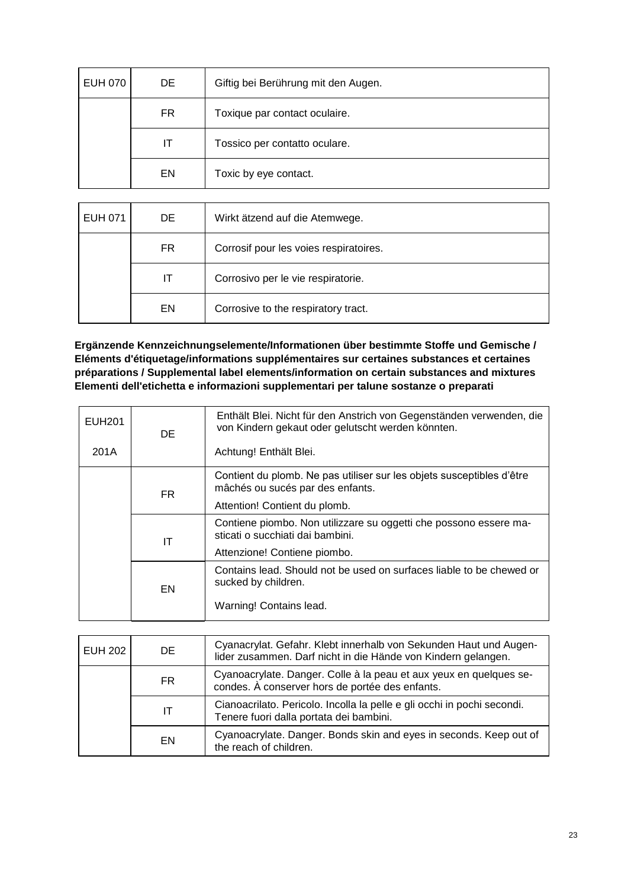| EUH 070 | DE | Giftig bei Berührung mit den Augen. |
|---|---|---|
| | FR | Toxique par contact oculaire. |
| | IT | Tossico per contatto oculare. |
| | EN | Toxic by eye contact. |

| EUH 071 | DE | Wirkt ätzend auf die Atemwege. |
|---|---|---|
| | FR | Corrosif pour les voies respiratoires. |
| | IT | Corrosivo per le vie respiratorie. |
| | EN | Corrosive to the respiratory tract. |

**Ergänzende Kennzeichnungselemente/Informationen über bestimmte Stoffe und Gemische / Eléments d'étiquetage/informations supplémentaires sur certaines substances et certaines préparations / Supplemental label elements/information on certain substances and mixtures Elementi dell'etichetta e informazioni supplementari per talune sostanze o preparati**

| EUH201<br><br>201A | DE | Enthält Blei. Nicht für den Anstrich von Gegenständen verwenden, die von Kindern gekaut oder gelutscht werden könnten.<br><br>Achtung! Enthält Blei. |
|---|---|---|
| | FR | Contient du plomb. Ne pas utiliser sur les objets susceptibles d'être mâchés ou sucés par des enfants.<br><br>Attention! Contient du plomb. |
| | IT | Contiene piombo. Non utilizzare su oggetti che possono essere masticati o succhiati dai bambini.<br><br>Attenzione! Contiene piombo. |
| | EN | Contains lead. Should not be used on surfaces liable to be chewed or sucked by children.<br><br>Warning! Contains lead. |

| EUH 202 | DE | Cyanacrylat. Gefahr. Klebt innerhalb von Sekunden Haut und Augenlider zusammen. Darf nicht in die Hände von Kindern gelangen. |
|---|---|---|
| | FR | Cyanoacrylate. Danger. Colle à la peau et aux yeux en quelques secondes. À conserver hors de portée des enfants. |
| | IT | Cianoacrilato. Pericolo. Incolla la pelle e gli occhi in pochi secondi. Tenere fuori dalla portata dei bambini. |
| | EN | Cyanoacrylate. Danger. Bonds skin and eyes in seconds. Keep out of the reach of children. |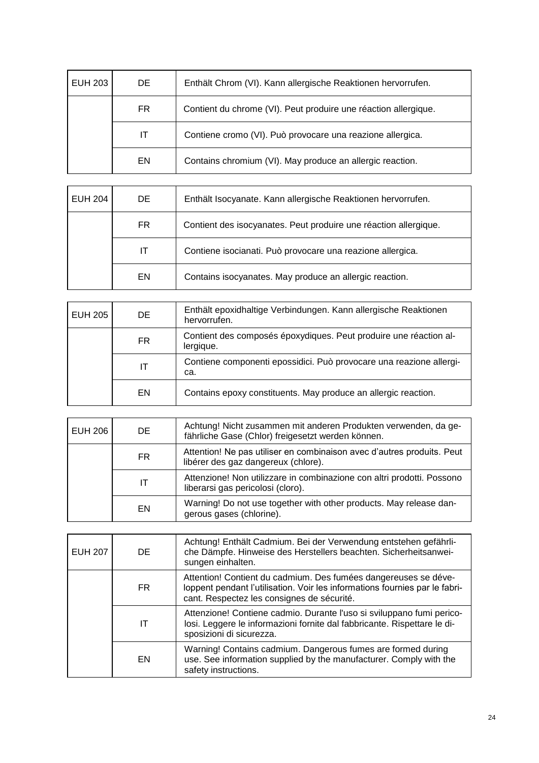| EUH 203 | DE | Enthält Chrom (VI). Kann allergische Reaktionen hervorrufen. |
|---|---|---|
| | FR | Contient du chrome (VI). Peut produire une réaction allergique. |
| | IT | Contiene cromo (VI). Può provocare una reazione allergica. |
| | EN | Contains chromium (VI). May produce an allergic reaction. |

| EUH 204 | DE | Enthält Isocyanate. Kann allergische Reaktionen hervorrufen. |
|---|---|---|
| | FR | Contient des isocyanates. Peut produire une réaction allergique. |
| | IT | Contiene isocianati. Può provocare una reazione allergica. |
| | EN | Contains isocyanates. May produce an allergic reaction. |

| EUH 205 | DE | Enthält epoxidhaltige Verbindungen. Kann allergische Reaktionen hervorrufen. |
|---|---|---|
| | FR | Contient des composés époxydiques. Peut produire une réaction allergique. |
| | IT | Contiene componenti epossidici. Può provocare una reazione allergica. |
| | EN | Contains epoxy constituents. May produce an allergic reaction. |

| EUH 206 | DE | Achtung! Nicht zusammen mit anderen Produkten verwenden, da gefährliche Gase (Chlor) freigesetzt werden können. |
|---|---|---|
| | FR | Attention! Ne pas utiliser en combinaison avec d'autres produits. Peut libérer des gaz dangereux (chlore). |
| | IT | Attenzione! Non utilizzare in combinazione con altri prodotti. Possono liberarsi gas pericolosi (cloro). |
| | EN | Warning! Do not use together with other products. May release dangerous gases (chlorine). |

| EUH 207 | DE | Achtung! Enthält Cadmium. Bei der Verwendung entstehen gefährliche Dämpfe. Hinweise des Herstellers beachten. Sicherheitsanweisungen einhalten. |
|---|---|---|
| | FR | Attention! Contient du cadmium. Des fumées dangereuses se développent pendant l'utilisation. Voir les informations fournies par le fabricant. Respectez les consignes de sécurité. |
| | IT | Attenzione! Contiene cadmio. Durante l'uso si sviluppano fumi pericolosi. Leggere le informazioni fornite dal fabbricante. Rispettare le disposizioni di sicurezza. |
| | EN | Warning! Contains cadmium. Dangerous fumes are formed during use. See information supplied by the manufacturer. Comply with the safety instructions. |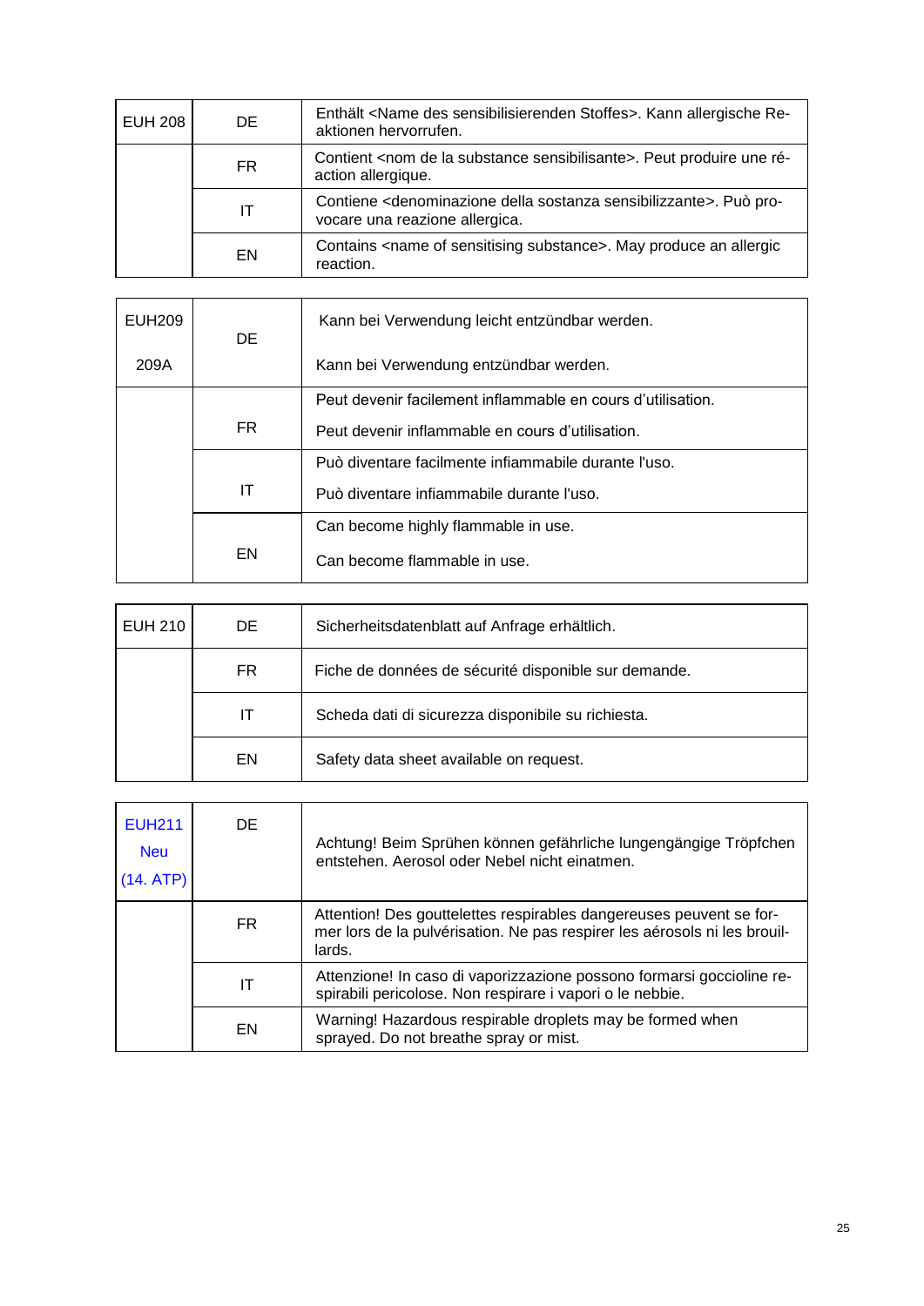| EUH 208 | DE | Enthält <Name des sensibilisierenden Stoffes>. Kann allergische Reaktionen hervorrufen. |
|---|---|---|
| | FR | Contient <nom de la substance sensibilisante>. Peut produire une réaction allergique. |
| | IT | Contiene <denominazione della sostanza sensibilizzante>. Può provocare una reazione allergica. |
| | EN | Contains <name of sensitising substance>. May produce an allergic reaction. |

| EUH209<br>209A | DE | Kann bei Verwendung leicht entzündbar werden.<br>Kann bei Verwendung entzündbar werden. |
|---|---|---|
| | FR | Peut devenir facilement inflammable en cours d'utilisation.<br>Peut devenir inflammable en cours d'utilisation. |
| | IT | Può diventare facilmente infiammabile durante l'uso.<br>Può diventare infiammabile durante l'uso. |
| | EN | Can become highly flammable in use.<br>Can become flammable in use. |

| EUH 210 | DE | Sicherheitsdatenblatt auf Anfrage erhältlich. |
|---|---|---|
| | FR | Fiche de données de sécurité disponible sur demande. |
| | IT | Scheda dati di sicurezza disponibile su richiesta. |
| | EN | Safety data sheet available on request. |

| EUH211<br>Neu<br>(14. ATP) | DE | Achtung! Beim Sprühen können gefährliche lungengängige Tröpfchen entstehen. Aerosol oder Nebel nicht einatmen. |
|---|---|---|
| | FR | Attention! Des gouttelettes respirables dangereuses peuvent se former lors de la pulvérisation. Ne pas respirer les aérosols ni les brouillards. |
| | IT | Attenzione! In caso di vaporizzazione possono formarsi goccioline respirabili pericolose. Non respirare i vapori o le nebbie. |
| | EN | Warning! Hazardous respirable droplets may be formed when sprayed. Do not breathe spray or mist. |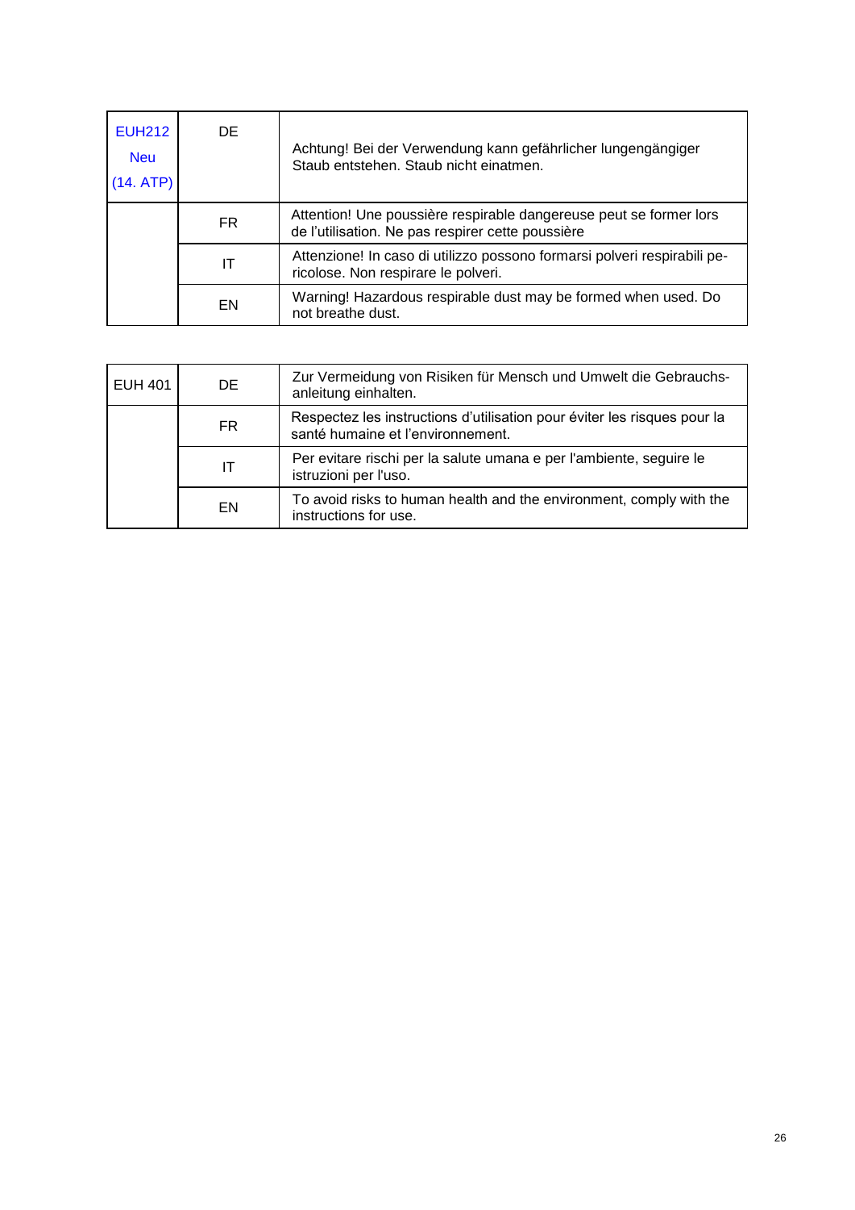| | | |
|---|---|---|
| EUH212 Neu (14. ATP) | DE | Achtung! Bei der Verwendung kann gefährlicher lungengängiger Staub entstehen. Staub nicht einatmen. |
| | FR | Attention! Une poussière respirable dangereuse peut se former lors de l'utilisation. Ne pas respirer cette poussière |
| | IT | Attenzione! In caso di utilizzo possono formarsi polveri respirabili pericolose. Non respirare le polveri. |
| | EN | Warning! Hazardous respirable dust may be formed when used. Do not breathe dust. |

| | | |
|---|---|---|
| EUH 401 | DE | Zur Vermeidung von Risiken für Mensch und Umwelt die Gebrauchsanleitung einhalten. |
| | FR | Respectez les instructions d'utilisation pour éviter les risques pour la santé humaine et l'environnement. |
| | IT | Per evitare rischi per la salute umana e per l'ambiente, seguire le istruzioni per l'uso. |
| | EN | To avoid risks to human health and the environment, comply with the instructions for use. |